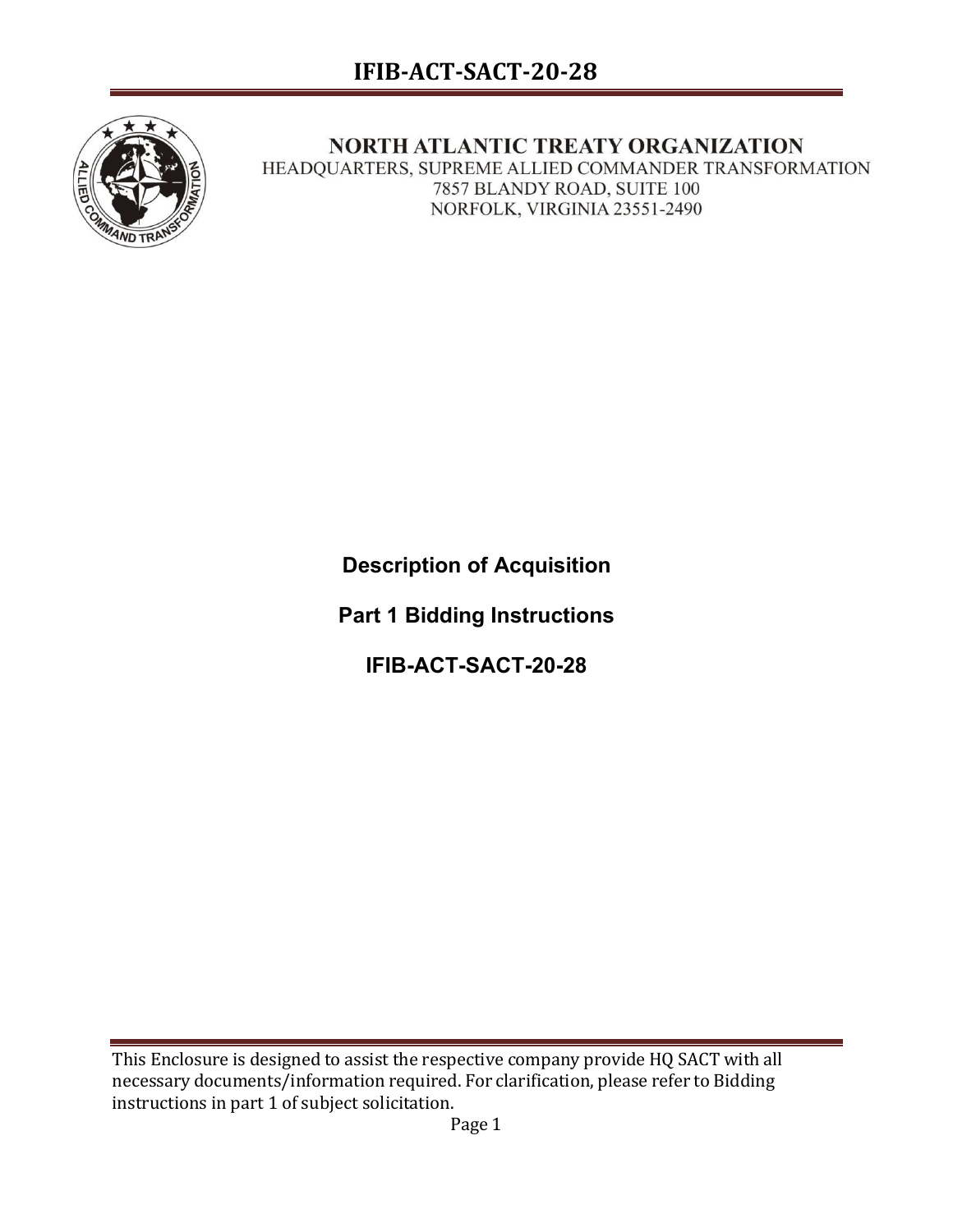**NORTH ATLANTIC TREATY ORGANIZATION**
HEADQUARTERS, SUPREME ALLIED COMMANDER TRANSFORMATION
7857 BLANDY ROAD, SUITE 100
NORFOLK, VIRGINIA 23551-2490

# Description of Acquisition

## Part 1 Bidding Instructions

## IFIB-ACT-SACT-20-28

This Enclosure is designed to assist the respective company provide HQ SACT with all necessary documents/information required. For clarification, please refer to Bidding instructions in part 1 of subject solicitation.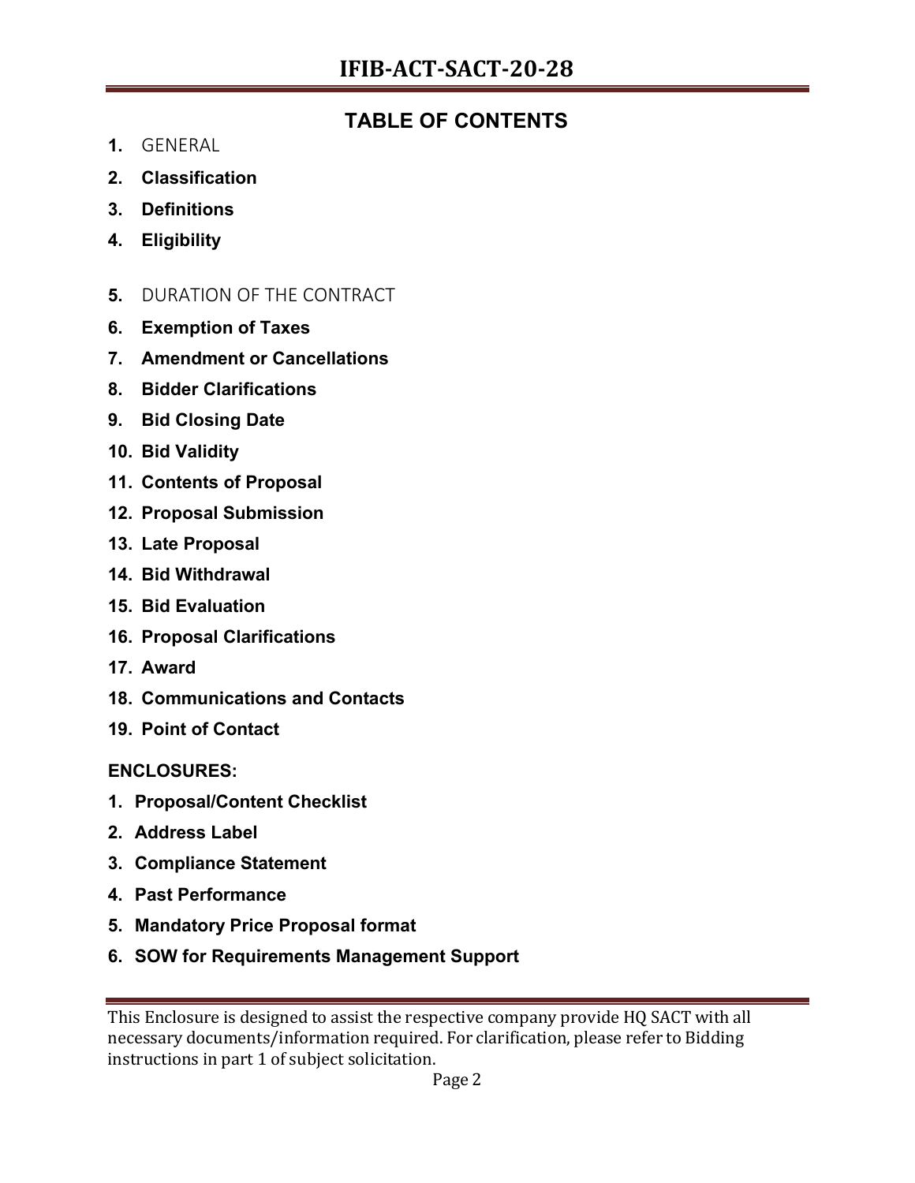## TABLE OF CONTENTS

1. GENERAL
2. **Classification**
3. **Definitions**
4. **Eligibility**
5. DURATION OF THE CONTRACT
6. **Exemption of Taxes**
7. **Amendment or Cancellations**
8. **Bidder Clarifications**
9. **Bid Closing Date**
10. **Bid Validity**
11. **Contents of Proposal**
12. **Proposal Submission**
13. **Late Proposal**
14. **Bid Withdrawal**
15. **Bid Evaluation**
16. **Proposal Clarifications**
17. **Award**
18. **Communications and Contacts**
19. **Point of Contact**

**ENCLOSURES:**

1. **Proposal/Content Checklist**
2. **Address Label**
3. **Compliance Statement**
4. **Past Performance**
5. **Mandatory Price Proposal format**
6. **SOW for Requirements Management Support**

This Enclosure is designed to assist the respective company provide HQ SACT with all necessary documents/information required. For clarification, please refer to Bidding instructions in part 1 of subject solicitation.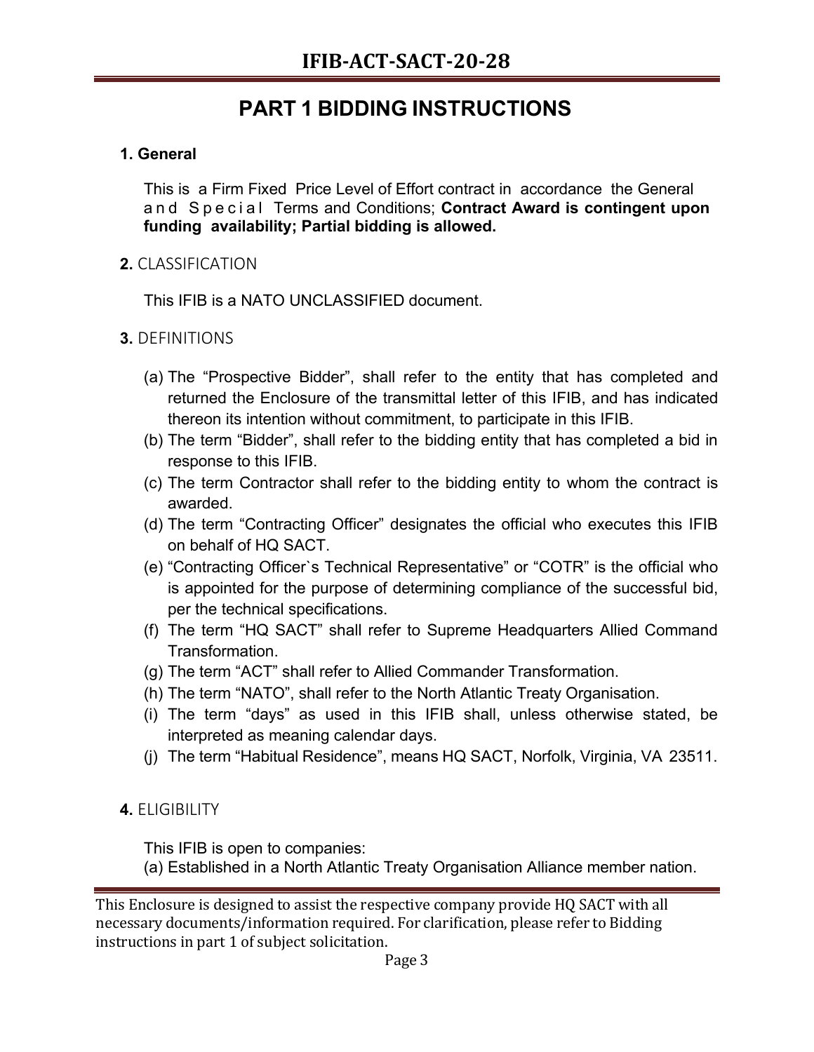# PART 1 BIDDING INSTRUCTIONS

**1. General**

This is a Firm Fixed Price Level of Effort contract in accordance the General and Special Terms and Conditions; **Contract Award is contingent upon funding availability; Partial bidding is allowed.**

**2.** CLASSIFICATION

This IFIB is a NATO UNCLASSIFIED document.

**3.** DEFINITIONS

(a) The “Prospective Bidder”, shall refer to the entity that has completed and returned the Enclosure of the transmittal letter of this IFIB, and has indicated thereon its intention without commitment, to participate in this IFIB.
(b) The term “Bidder”, shall refer to the bidding entity that has completed a bid in response to this IFIB.
(c) The term Contractor shall refer to the bidding entity to whom the contract is awarded.
(d) The term “Contracting Officer” designates the official who executes this IFIB on behalf of HQ SACT.
(e) “Contracting Officer`s Technical Representative” or “COTR” is the official who is appointed for the purpose of determining compliance of the successful bid, per the technical specifications.
(f) The term “HQ SACT” shall refer to Supreme Headquarters Allied Command Transformation.
(g) The term “ACT” shall refer to Allied Commander Transformation.
(h) The term “NATO”, shall refer to the North Atlantic Treaty Organisation.
(i) The term “days” as used in this IFIB shall, unless otherwise stated, be interpreted as meaning calendar days.
(j) The term “Habitual Residence”, means HQ SACT, Norfolk, Virginia, VA 23511.

**4.** ELIGIBILITY

This IFIB is open to companies:
(a) Established in a North Atlantic Treaty Organisation Alliance member nation.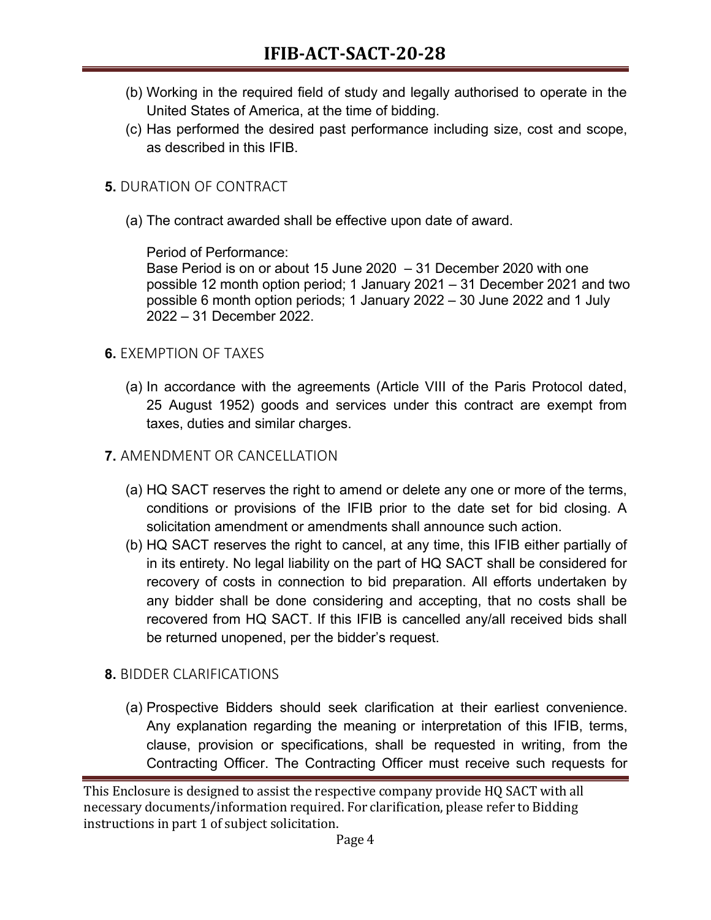(b) Working in the required field of study and legally authorised to operate in the United States of America, at the time of bidding.

(c) Has performed the desired past performance including size, cost and scope, as described in this IFIB.

## **5.** DURATION OF CONTRACT

(a) The contract awarded shall be effective upon date of award.

Period of Performance:
Base Period is on or about 15 June 2020 – 31 December 2020 with one possible 12 month option period; 1 January 2021 – 31 December 2021 and two possible 6 month option periods; 1 January 2022 – 30 June 2022 and 1 July 2022 – 31 December 2022.

## **6.** EXEMPTION OF TAXES

(a) In accordance with the agreements (Article VIII of the Paris Protocol dated, 25 August 1952) goods and services under this contract are exempt from taxes, duties and similar charges.

## **7.** AMENDMENT OR CANCELLATION

(a) HQ SACT reserves the right to amend or delete any one or more of the terms, conditions or provisions of the IFIB prior to the date set for bid closing. A solicitation amendment or amendments shall announce such action.

(b) HQ SACT reserves the right to cancel, at any time, this IFIB either partially of in its entirety. No legal liability on the part of HQ SACT shall be considered for recovery of costs in connection to bid preparation. All efforts undertaken by any bidder shall be done considering and accepting, that no costs shall be recovered from HQ SACT. If this IFIB is cancelled any/all received bids shall be returned unopened, per the bidder's request.

## **8.** BIDDER CLARIFICATIONS

(a) Prospective Bidders should seek clarification at their earliest convenience. Any explanation regarding the meaning or interpretation of this IFIB, terms, clause, provision or specifications, shall be requested in writing, from the Contracting Officer. The Contracting Officer must receive such requests for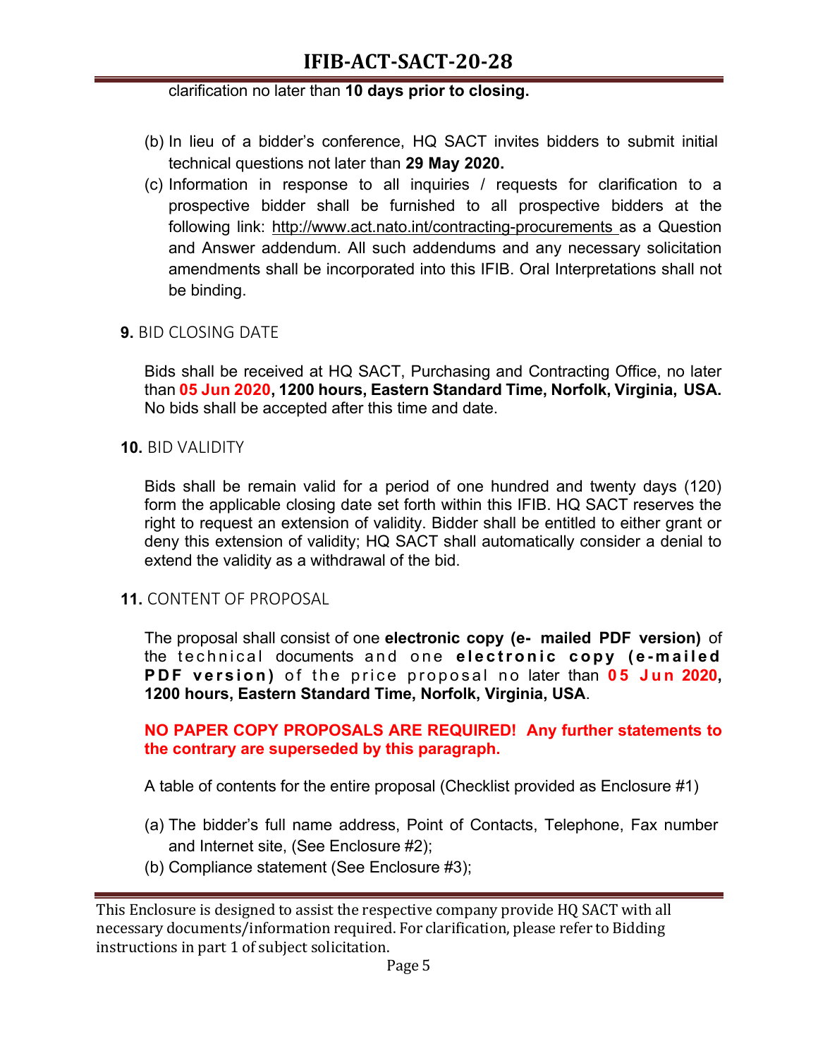clarification no later than **10 days prior to closing.**

(b) In lieu of a bidder's conference, HQ SACT invites bidders to submit initial technical questions not later than **29 May 2020.**

(c) Information in response to all inquiries / requests for clarification to a prospective bidder shall be furnished to all prospective bidders at the following link: http://www.act.nato.int/contracting-procurements as a Question and Answer addendum. All such addendums and any necessary solicitation amendments shall be incorporated into this IFIB. Oral Interpretations shall not be binding.

**9.** BID CLOSING DATE

Bids shall be received at HQ SACT, Purchasing and Contracting Office, no later than **05 Jun 2020, 1200 hours, Eastern Standard Time, Norfolk, Virginia, USA.** No bids shall be accepted after this time and date.

**10.** BID VALIDITY

Bids shall be remain valid for a period of one hundred and twenty days (120) form the applicable closing date set forth within this IFIB. HQ SACT reserves the right to request an extension of validity. Bidder shall be entitled to either grant or deny this extension of validity; HQ SACT shall automatically consider a denial to extend the validity as a withdrawal of the bid.

**11.** CONTENT OF PROPOSAL

The proposal shall consist of one **electronic copy (e- mailed PDF version)** of the technical documents and one **electronic copy (e-mailed PDF version)** of the price proposal no later than **05 Jun 2020, 1200 hours, Eastern Standard Time, Norfolk, Virginia, USA**.

**NO PAPER COPY PROPOSALS ARE REQUIRED! Any further statements to the contrary are superseded by this paragraph.**

A table of contents for the entire proposal (Checklist provided as Enclosure #1)

(a) The bidder's full name address, Point of Contacts, Telephone, Fax number and Internet site, (See Enclosure #2);

(b) Compliance statement (See Enclosure #3);

This Enclosure is designed to assist the respective company provide HQ SACT with all necessary documents/information required. For clarification, please refer to Bidding instructions in part 1 of subject solicitation.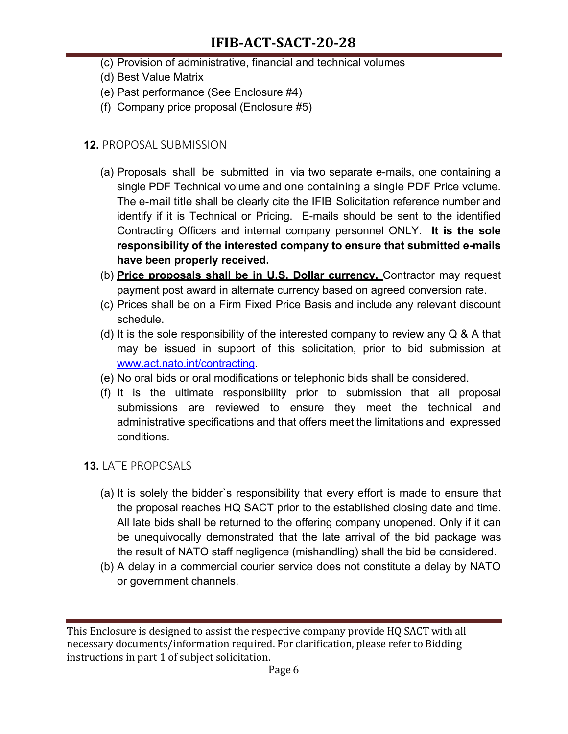(c) Provision of administrative, financial and technical volumes

(d) Best Value Matrix

(e) Past performance (See Enclosure #4)

(f) Company price proposal (Enclosure #5)

**12.** PROPOSAL SUBMISSION

(a) Proposals shall be submitted in via two separate e-mails, one containing a single PDF Technical volume and one containing a single PDF Price volume. The e-mail title shall be clearly cite the IFIB Solicitation reference number and identify if it is Technical or Pricing. E-mails should be sent to the identified Contracting Officers and internal company personnel ONLY. **It is the sole responsibility of the interested company to ensure that submitted e-mails have been properly received.**

(b) **Price proposals shall be in U.S. Dollar currency.** Contractor may request payment post award in alternate currency based on agreed conversion rate.

(c) Prices shall be on a Firm Fixed Price Basis and include any relevant discount schedule.

(d) It is the sole responsibility of the interested company to review any Q & A that may be issued in support of this solicitation, prior to bid submission at www.act.nato.int/contracting.

(e) No oral bids or oral modifications or telephonic bids shall be considered.

(f) It is the ultimate responsibility prior to submission that all proposal submissions are reviewed to ensure they meet the technical and administrative specifications and that offers meet the limitations and expressed conditions.

**13.** LATE PROPOSALS

(a) It is solely the bidder`s responsibility that every effort is made to ensure that the proposal reaches HQ SACT prior to the established closing date and time. All late bids shall be returned to the offering company unopened. Only if it can be unequivocally demonstrated that the late arrival of the bid package was the result of NATO staff negligence (mishandling) shall the bid be considered.

(b) A delay in a commercial courier service does not constitute a delay by NATO or government channels.

This Enclosure is designed to assist the respective company provide HQ SACT with all necessary documents/information required. For clarification, please refer to Bidding instructions in part 1 of subject solicitation.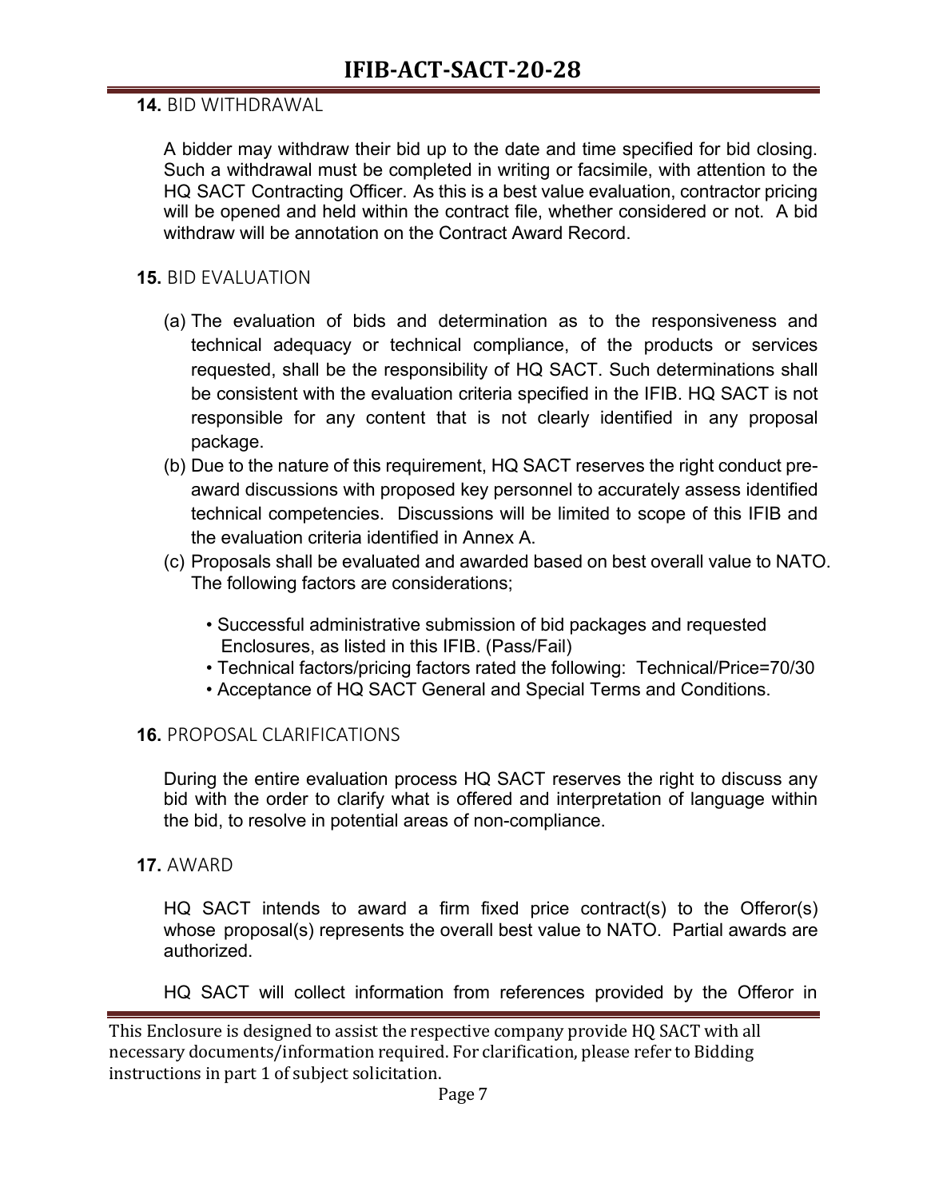**14.** BID WITHDRAWAL

A bidder may withdraw their bid up to the date and time specified for bid closing. Such a withdrawal must be completed in writing or facsimile, with attention to the HQ SACT Contracting Officer. As this is a best value evaluation, contractor pricing will be opened and held within the contract file, whether considered or not. A bid withdraw will be annotation on the Contract Award Record.

**15.** BID EVALUATION

(a) The evaluation of bids and determination as to the responsiveness and technical adequacy or technical compliance, of the products or services requested, shall be the responsibility of HQ SACT. Such determinations shall be consistent with the evaluation criteria specified in the IFIB. HQ SACT is not responsible for any content that is not clearly identified in any proposal package.

(b) Due to the nature of this requirement, HQ SACT reserves the right conduct pre-award discussions with proposed key personnel to accurately assess identified technical competencies. Discussions will be limited to scope of this IFIB and the evaluation criteria identified in Annex A.

(c) Proposals shall be evaluated and awarded based on best overall value to NATO. The following factors are considerations;

- Successful administrative submission of bid packages and requested Enclosures, as listed in this IFIB. (Pass/Fail)
- Technical factors/pricing factors rated the following: Technical/Price=70/30
- Acceptance of HQ SACT General and Special Terms and Conditions.

**16.** PROPOSAL CLARIFICATIONS

During the entire evaluation process HQ SACT reserves the right to discuss any bid with the order to clarify what is offered and interpretation of language within the bid, to resolve in potential areas of non-compliance.

**17.** AWARD

HQ SACT intends to award a firm fixed price contract(s) to the Offeror(s) whose proposal(s) represents the overall best value to NATO. Partial awards are authorized.

HQ SACT will collect information from references provided by the Offeror in

This Enclosure is designed to assist the respective company provide HQ SACT with all necessary documents/information required. For clarification, please refer to Bidding instructions in part 1 of subject solicitation.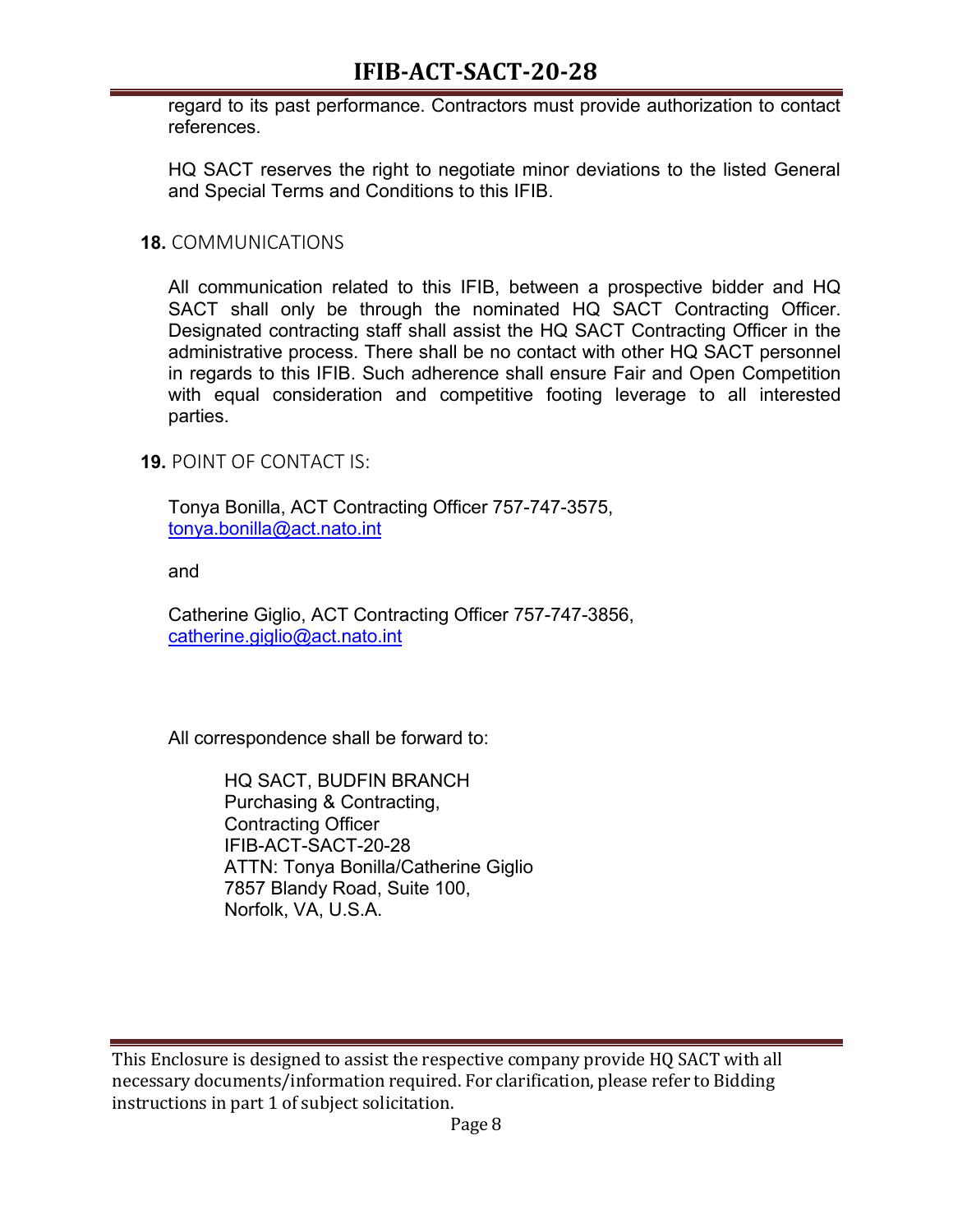regard to its past performance. Contractors must provide authorization to contact references.

HQ SACT reserves the right to negotiate minor deviations to the listed General and Special Terms and Conditions to this IFIB.

**18.** COMMUNICATIONS

All communication related to this IFIB, between a prospective bidder and HQ SACT shall only be through the nominated HQ SACT Contracting Officer. Designated contracting staff shall assist the HQ SACT Contracting Officer in the administrative process. There shall be no contact with other HQ SACT personnel in regards to this IFIB. Such adherence shall ensure Fair and Open Competition with equal consideration and competitive footing leverage to all interested parties.

**19.** POINT OF CONTACT IS:

Tonya Bonilla, ACT Contracting Officer 757-747-3575, tonya.bonilla@act.nato.int

and

Catherine Giglio, ACT Contracting Officer 757-747-3856, catherine.giglio@act.nato.int

All correspondence shall be forward to:

HQ SACT, BUDFIN BRANCH
Purchasing & Contracting,
Contracting Officer
IFIB-ACT-SACT-20-28
ATTN: Tonya Bonilla/Catherine Giglio
7857 Blandy Road, Suite 100,
Norfolk, VA, U.S.A.

This Enclosure is designed to assist the respective company provide HQ SACT with all necessary documents/information required. For clarification, please refer to Bidding instructions in part 1 of subject solicitation.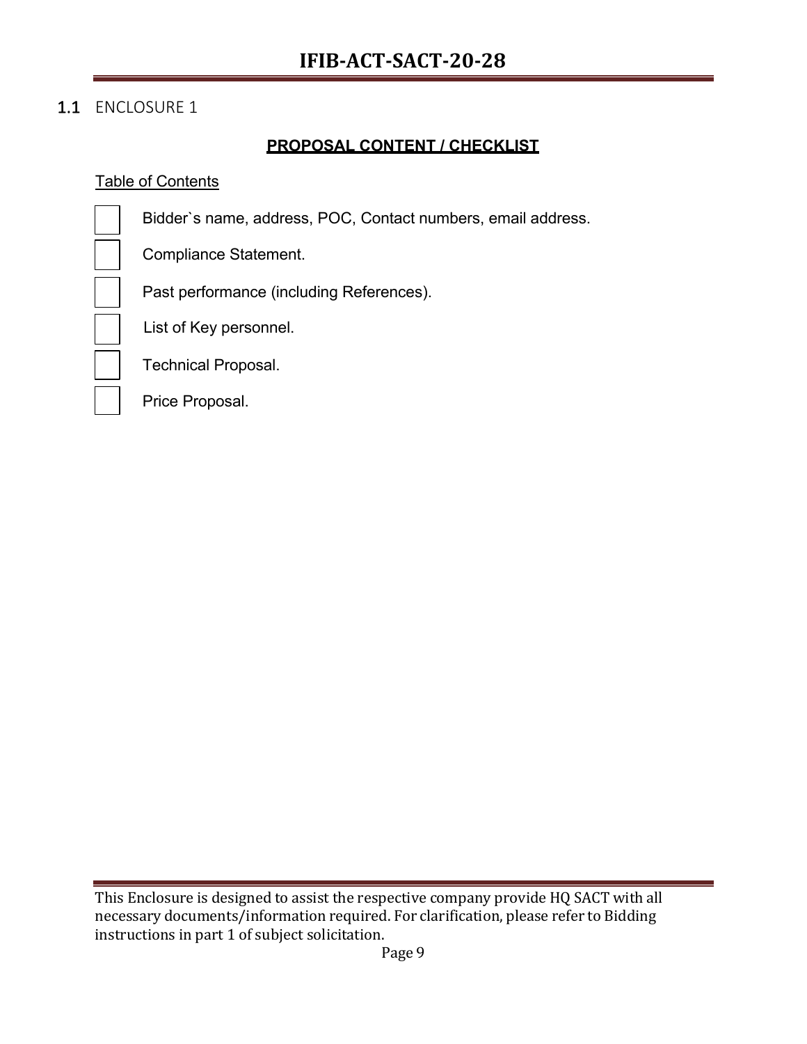## 1.1 ENCLOSURE 1

**PROPOSAL CONTENT / CHECKLIST**

Table of Contents

- [ ] Bidder`s name, address, POC, Contact numbers, email address.
- [ ] Compliance Statement.
- [ ] Past performance (including References).
- [ ] List of Key personnel.
- [ ] Technical Proposal.
- [ ] Price Proposal.

This Enclosure is designed to assist the respective company provide HQ SACT with all necessary documents/information required. For clarification, please refer to Bidding instructions in part 1 of subject solicitation.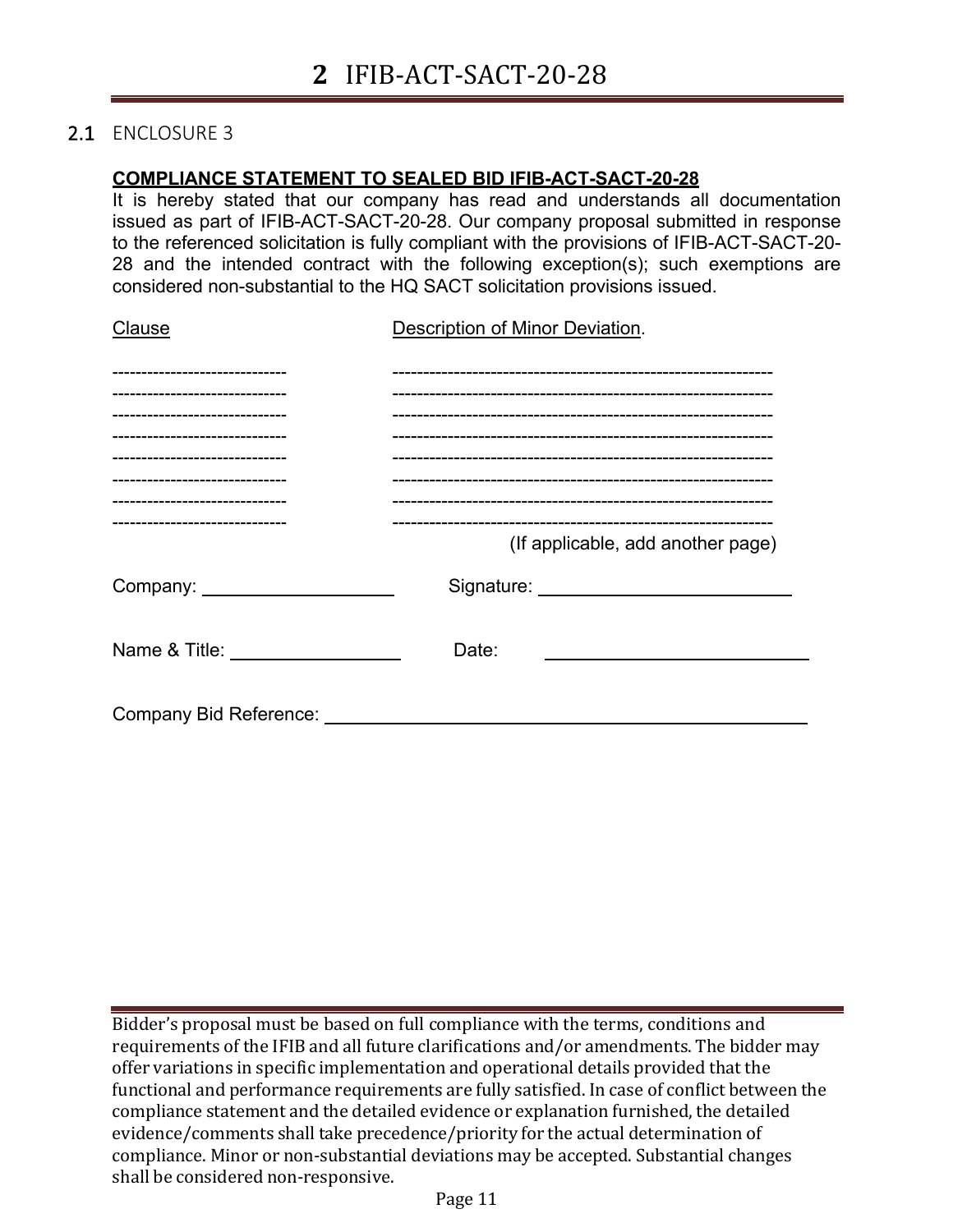# 2 IFIB-ACT-SACT-20-28

## 2.1 ENCLOSURE 3

**COMPLIANCE STATEMENT TO SEALED BID IFIB-ACT-SACT-20-28**

It is hereby stated that our company has read and understands all documentation issued as part of IFIB-ACT-SACT-20-28. Our company proposal submitted in response to the referenced solicitation is fully compliant with the provisions of IFIB-ACT-SACT-20-28 and the intended contract with the following exception(s); such exemptions are considered non-substantial to the HQ SACT solicitation provisions issued.

| Clause | Description of Minor Deviation. |
|---|---|
| ------------------------------ | -------------------------------------------------------------- |
| ------------------------------ | -------------------------------------------------------------- |
| ------------------------------ | -------------------------------------------------------------- |
| ------------------------------ | -------------------------------------------------------------- |
| ------------------------------ | -------------------------------------------------------------- |
| ------------------------------ | -------------------------------------------------------------- |
| ------------------------------ | -------------------------------------------------------------- |
| ------------------------------ | -------------------------------------------------------------- |

(If applicable, add another page)

Company: ____________________  Signature: __________________________

Name & Title: _________________  Date: __________________________

Company Bid Reference: _______________________________________________

---

Bidder's proposal must be based on full compliance with the terms, conditions and requirements of the IFIB and all future clarifications and/or amendments. The bidder may offer variations in specific implementation and operational details provided that the functional and performance requirements are fully satisfied. In case of conflict between the compliance statement and the detailed evidence or explanation furnished, the detailed evidence/comments shall take precedence/priority for the actual determination of compliance. Minor or non-substantial deviations may be accepted. Substantial changes shall be considered non-responsive.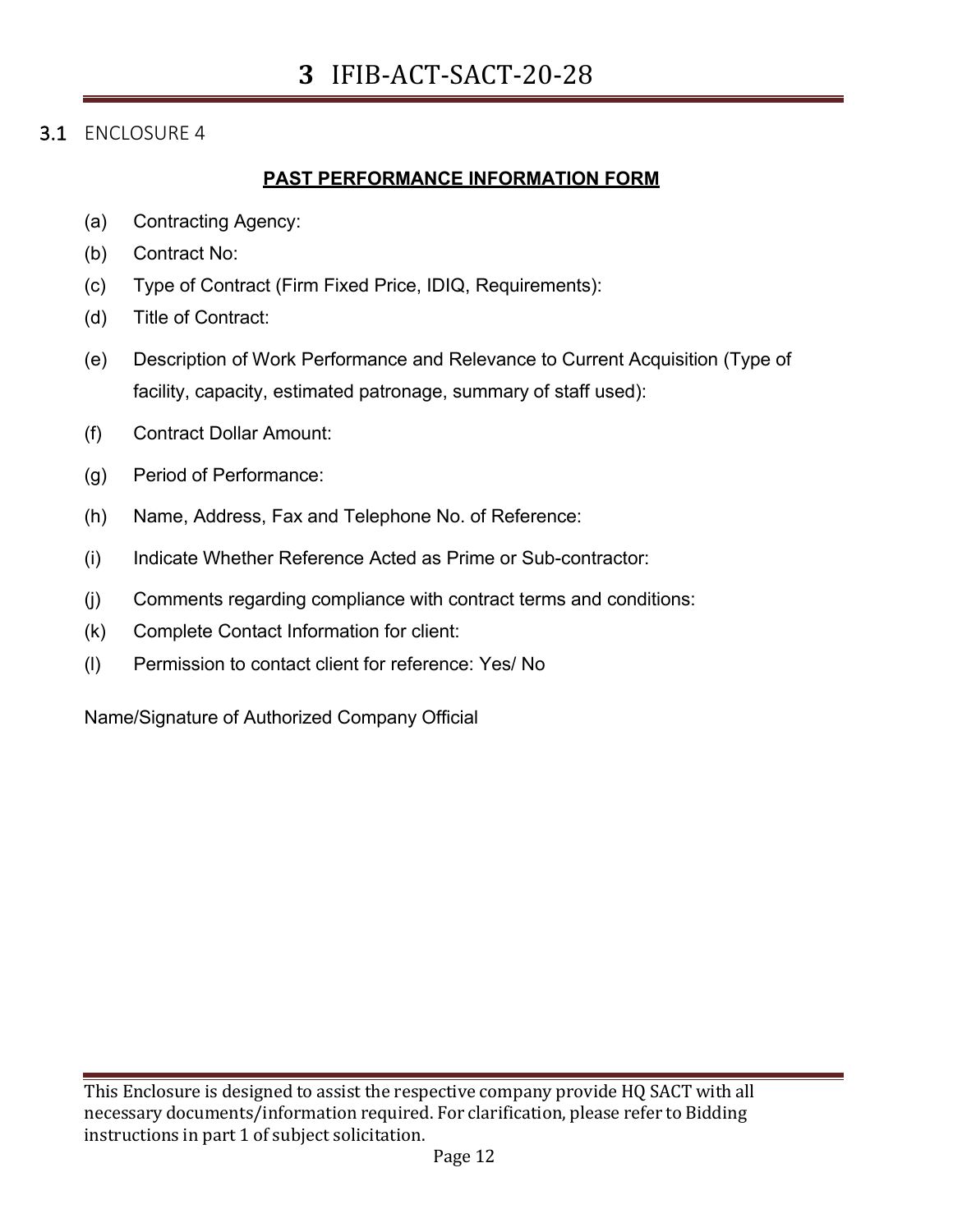# 3 IFIB-ACT-SACT-20-28

## 3.1 ENCLOSURE 4

**PAST PERFORMANCE INFORMATION FORM**

(a) Contracting Agency:

(b) Contract No:

(c) Type of Contract (Firm Fixed Price, IDIQ, Requirements):

(d) Title of Contract:

(e) Description of Work Performance and Relevance to Current Acquisition (Type of facility, capacity, estimated patronage, summary of staff used):

(f) Contract Dollar Amount:

(g) Period of Performance:

(h) Name, Address, Fax and Telephone No. of Reference:

(i) Indicate Whether Reference Acted as Prime or Sub-contractor:

(j) Comments regarding compliance with contract terms and conditions:

(k) Complete Contact Information for client:

(l) Permission to contact client for reference: Yes/ No

Name/Signature of Authorized Company Official

This Enclosure is designed to assist the respective company provide HQ SACT with all necessary documents/information required. For clarification, please refer to Bidding instructions in part 1 of subject solicitation.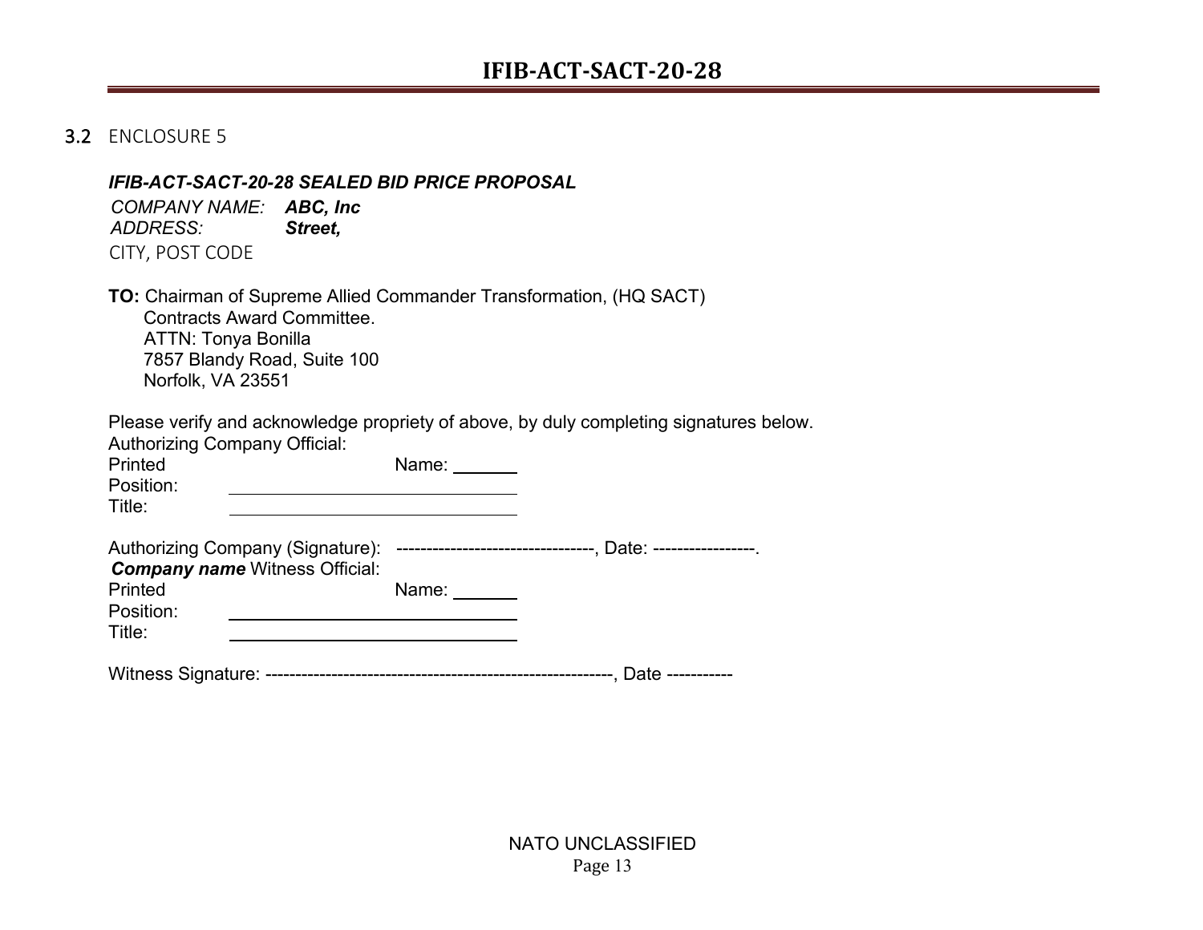## 3.2 ENCLOSURE 5

***IFIB-ACT-SACT-20-28 SEALED BID PRICE PROPOSAL***

*COMPANY NAME:* ***ABC, Inc***
*ADDRESS:* ***Street,***
CITY, POST CODE

**TO:** Chairman of Supreme Allied Commander Transformation, (HQ SACT)
Contracts Award Committee.
ATTN: Tonya Bonilla
7857 Blandy Road, Suite 100
Norfolk, VA 23551

Please verify and acknowledge propriety of above, by duly completing signatures below.

Authorizing Company Official:
Printed Name: _______
Position: ______________________________
Title: ______________________________

Authorizing Company (Signature): ---------------------------------, Date: -----------------.

***Company name*** Witness Official:
Printed Name: _______
Position: ______________________________
Title: ______________________________

Witness Signature: ---------------------------------------------------------, Date -----------

NATO UNCLASSIFIED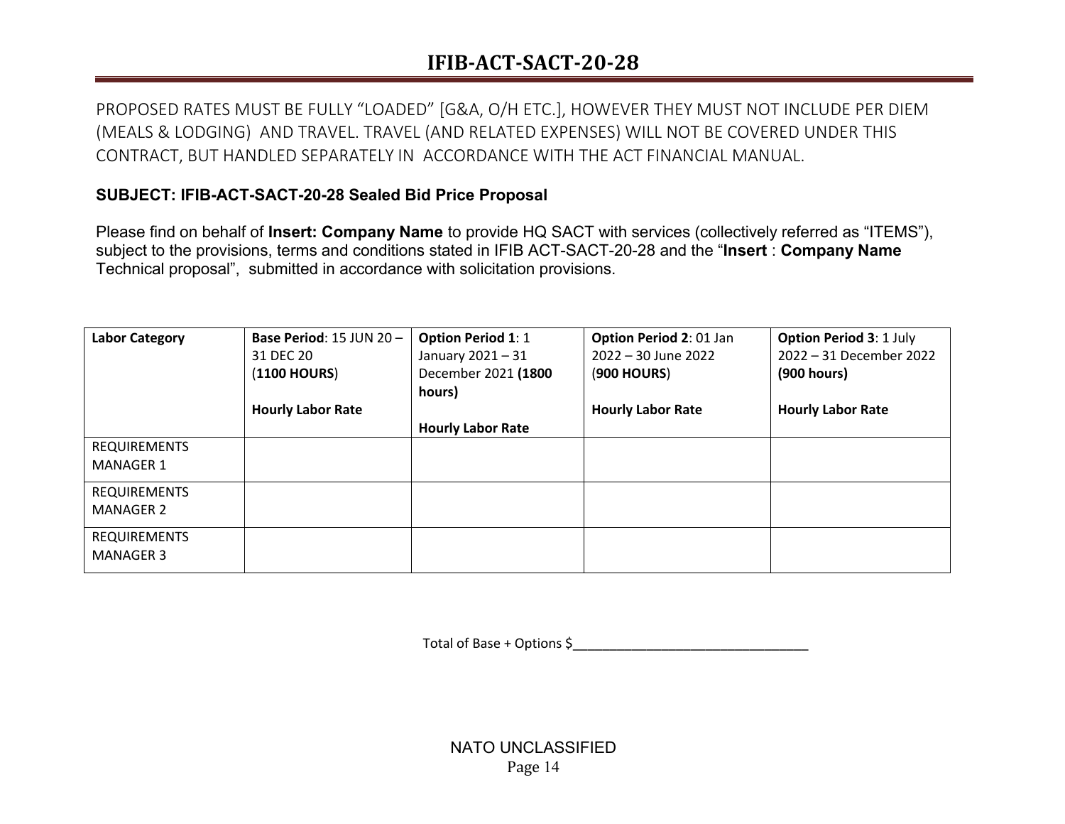PROPOSED RATES MUST BE FULLY “LOADED” [G&A, O/H ETC.], HOWEVER THEY MUST NOT INCLUDE PER DIEM (MEALS & LODGING) AND TRAVEL. TRAVEL (AND RELATED EXPENSES) WILL NOT BE COVERED UNDER THIS CONTRACT, BUT HANDLED SEPARATELY IN ACCORDANCE WITH THE ACT FINANCIAL MANUAL.

**SUBJECT: IFIB-ACT-SACT-20-28 Sealed Bid Price Proposal**

Please find on behalf of **Insert: Company Name** to provide HQ SACT with services (collectively referred as “ITEMS”), subject to the provisions, terms and conditions stated in IFIB ACT-SACT-20-28 and the “**Insert** : **Company Name** Technical proposal”, submitted in accordance with solicitation provisions.

| **Labor Category** | **Base Period**: 15 JUN 20 – 31 DEC 20 (**1100 HOURS**) **Hourly Labor Rate** | **Option Period 1**: 1 January 2021 – 31 December 2021 **(1800 hours)** **Hourly Labor Rate** | **Option Period 2**: 01 Jan 2022 – 30 June 2022 (**900 HOURS**) **Hourly Labor Rate** | **Option Period 3**: 1 July 2022 – 31 December 2022 **(900 hours)** **Hourly Labor Rate** |
|---|---|---|---|---|
| REQUIREMENTS MANAGER 1 | | | | |
| REQUIREMENTS MANAGER 2 | | | | |
| REQUIREMENTS MANAGER 3 | | | | |

Total of Base + Options $_________________________________

NATO UNCLASSIFIED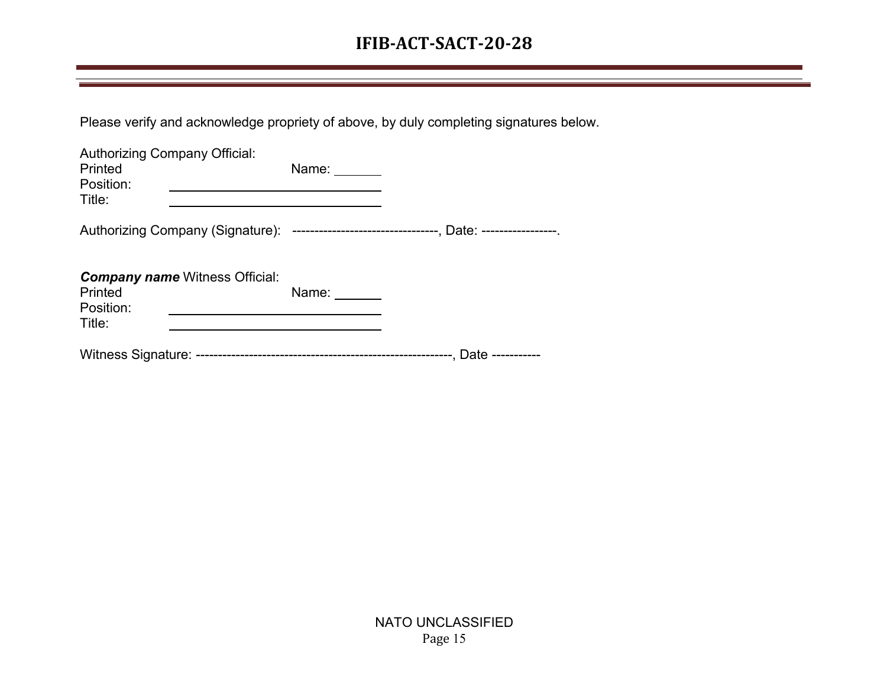Please verify and acknowledge propriety of above, by duly completing signatures below.

Authorizing Company Official:
Printed Name: _______
Position: ____________________________
Title: ____________________________

Authorizing Company (Signature): ---------------------------------, Date: -----------------.

***Company name*** Witness Official:
Printed Name: _______
Position: ____________________________
Title: ____________________________

Witness Signature: ----------------------------------------------------------, Date -----------

NATO UNCLASSIFIED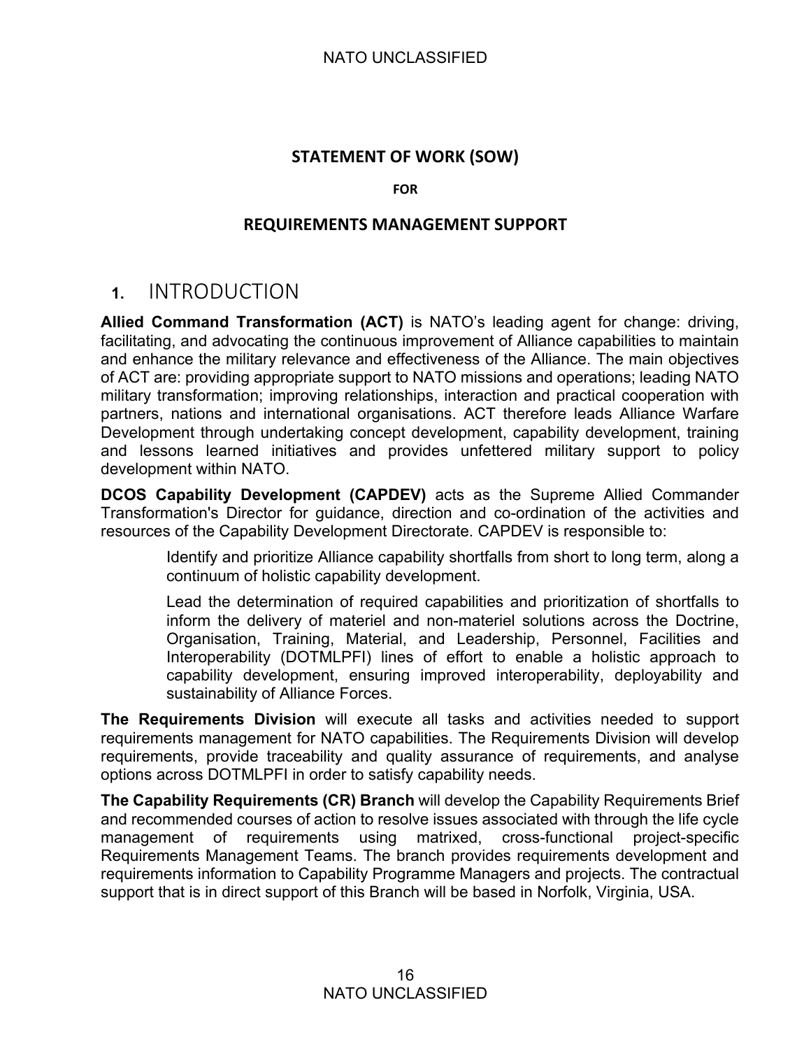**STATEMENT OF WORK (SOW)**

**FOR**

**REQUIREMENTS MANAGEMENT SUPPORT**

# 1. INTRODUCTION

**Allied Command Transformation (ACT)** is NATO's leading agent for change: driving, facilitating, and advocating the continuous improvement of Alliance capabilities to maintain and enhance the military relevance and effectiveness of the Alliance. The main objectives of ACT are: providing appropriate support to NATO missions and operations; leading NATO military transformation; improving relationships, interaction and practical cooperation with partners, nations and international organisations. ACT therefore leads Alliance Warfare Development through undertaking concept development, capability development, training and lessons learned initiatives and provides unfettered military support to policy development within NATO.

**DCOS Capability Development (CAPDEV)** acts as the Supreme Allied Commander Transformation's Director for guidance, direction and co-ordination of the activities and resources of the Capability Development Directorate. CAPDEV is responsible to:

> Identify and prioritize Alliance capability shortfalls from short to long term, along a continuum of holistic capability development.
>
> Lead the determination of required capabilities and prioritization of shortfalls to inform the delivery of materiel and non-materiel solutions across the Doctrine, Organisation, Training, Material, and Leadership, Personnel, Facilities and Interoperability (DOTMLPFI) lines of effort to enable a holistic approach to capability development, ensuring improved interoperability, deployability and sustainability of Alliance Forces.

**The Requirements Division** will execute all tasks and activities needed to support requirements management for NATO capabilities. The Requirements Division will develop requirements, provide traceability and quality assurance of requirements, and analyse options across DOTMLPFI in order to satisfy capability needs.

**The Capability Requirements (CR) Branch** will develop the Capability Requirements Brief and recommended courses of action to resolve issues associated with through the life cycle management of requirements using matrixed, cross-functional project-specific Requirements Management Teams. The branch provides requirements development and requirements information to Capability Programme Managers and projects. The contractual support that is in direct support of this Branch will be based in Norfolk, Virginia, USA.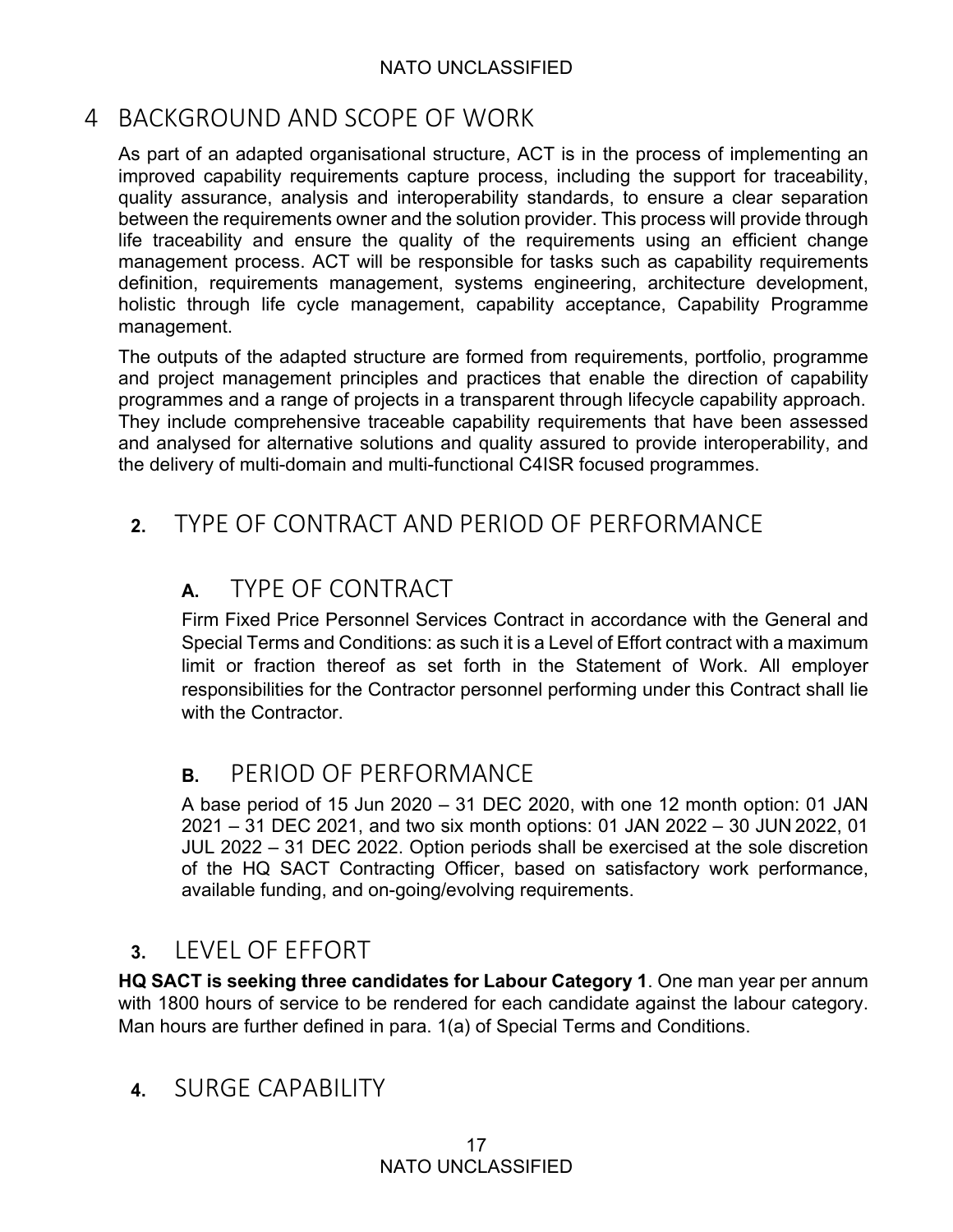# 4 BACKGROUND AND SCOPE OF WORK

As part of an adapted organisational structure, ACT is in the process of implementing an improved capability requirements capture process, including the support for traceability, quality assurance, analysis and interoperability standards, to ensure a clear separation between the requirements owner and the solution provider. This process will provide through life traceability and ensure the quality of the requirements using an efficient change management process. ACT will be responsible for tasks such as capability requirements definition, requirements management, systems engineering, architecture development, holistic through life cycle management, capability acceptance, Capability Programme management.

The outputs of the adapted structure are formed from requirements, portfolio, programme and project management principles and practices that enable the direction of capability programmes and a range of projects in a transparent through lifecycle capability approach. They include comprehensive traceable capability requirements that have been assessed and analysed for alternative solutions and quality assured to provide interoperability, and the delivery of multi-domain and multi-functional C4ISR focused programmes.

## 2. TYPE OF CONTRACT AND PERIOD OF PERFORMANCE

### A. TYPE OF CONTRACT

Firm Fixed Price Personnel Services Contract in accordance with the General and Special Terms and Conditions: as such it is a Level of Effort contract with a maximum limit or fraction thereof as set forth in the Statement of Work. All employer responsibilities for the Contractor personnel performing under this Contract shall lie with the Contractor.

### B. PERIOD OF PERFORMANCE

A base period of 15 Jun 2020 – 31 DEC 2020, with one 12 month option: 01 JAN 2021 – 31 DEC 2021, and two six month options: 01 JAN 2022 – 30 JUN 2022, 01 JUL 2022 – 31 DEC 2022. Option periods shall be exercised at the sole discretion of the HQ SACT Contracting Officer, based on satisfactory work performance, available funding, and on-going/evolving requirements.

## 3. LEVEL OF EFFORT

**HQ SACT is seeking three candidates for Labour Category 1**. One man year per annum with 1800 hours of service to be rendered for each candidate against the labour category. Man hours are further defined in para. 1(a) of Special Terms and Conditions.

## 4. SURGE CAPABILITY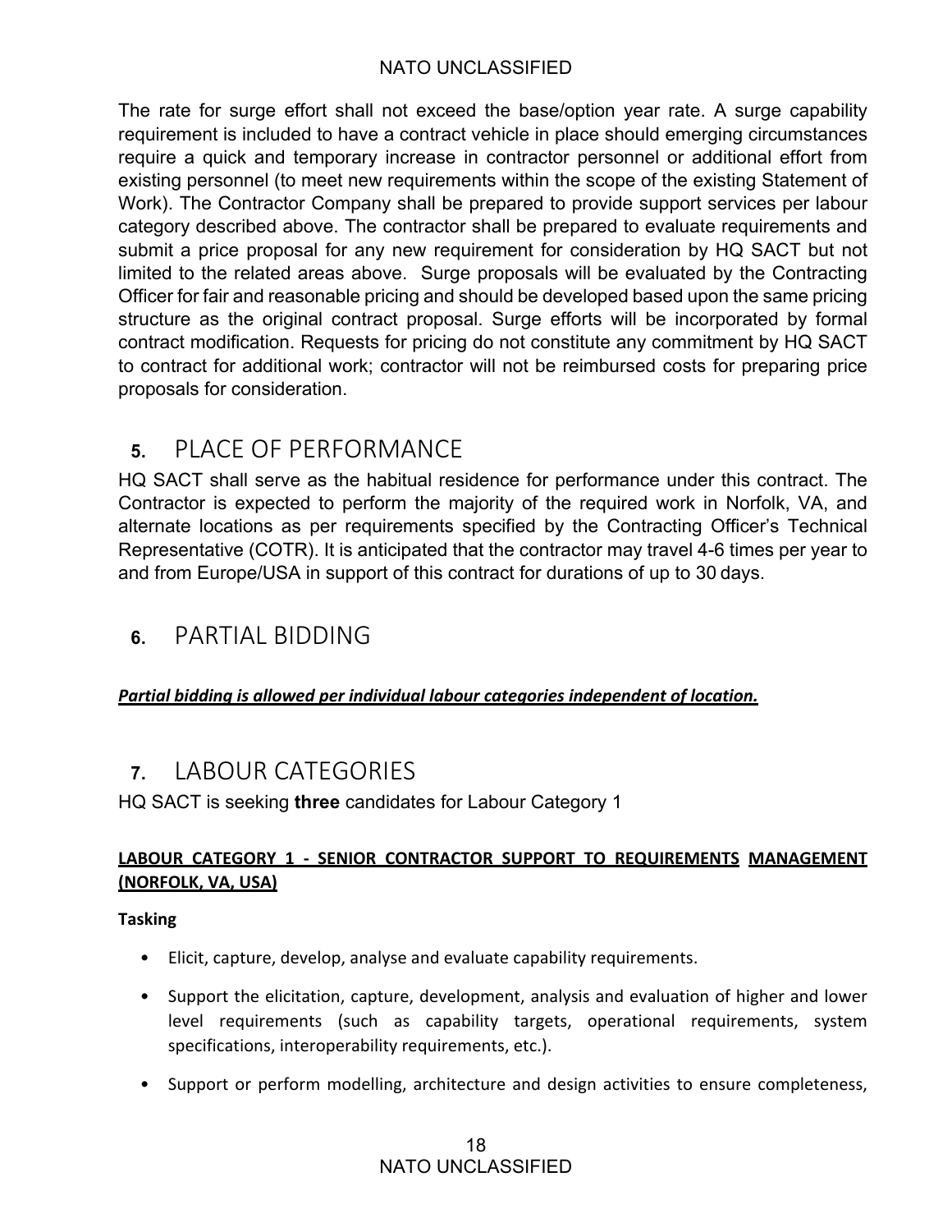The rate for surge effort shall not exceed the base/option year rate. A surge capability requirement is included to have a contract vehicle in place should emerging circumstances require a quick and temporary increase in contractor personnel or additional effort from existing personnel (to meet new requirements within the scope of the existing Statement of Work). The Contractor Company shall be prepared to provide support services per labour category described above. The contractor shall be prepared to evaluate requirements and submit a price proposal for any new requirement for consideration by HQ SACT but not limited to the related areas above. Surge proposals will be evaluated by the Contracting Officer for fair and reasonable pricing and should be developed based upon the same pricing structure as the original contract proposal. Surge efforts will be incorporated by formal contract modification. Requests for pricing do not constitute any commitment by HQ SACT to contract for additional work; contractor will not be reimbursed costs for preparing price proposals for consideration.

## 5. PLACE OF PERFORMANCE

HQ SACT shall serve as the habitual residence for performance under this contract. The Contractor is expected to perform the majority of the required work in Norfolk, VA, and alternate locations as per requirements specified by the Contracting Officer's Technical Representative (COTR). It is anticipated that the contractor may travel 4-6 times per year to and from Europe/USA in support of this contract for durations of up to 30 days.

## 6. PARTIAL BIDDING

***Partial bidding is allowed per individual labour categories independent of location.***

## 7. LABOUR CATEGORIES

HQ SACT is seeking **three** candidates for Labour Category 1

**LABOUR CATEGORY 1 - SENIOR CONTRACTOR SUPPORT TO REQUIREMENTS MANAGEMENT (NORFOLK, VA, USA)**

**Tasking**

- Elicit, capture, develop, analyse and evaluate capability requirements.
- Support the elicitation, capture, development, analysis and evaluation of higher and lower level requirements (such as capability targets, operational requirements, system specifications, interoperability requirements, etc.).
- Support or perform modelling, architecture and design activities to ensure completeness,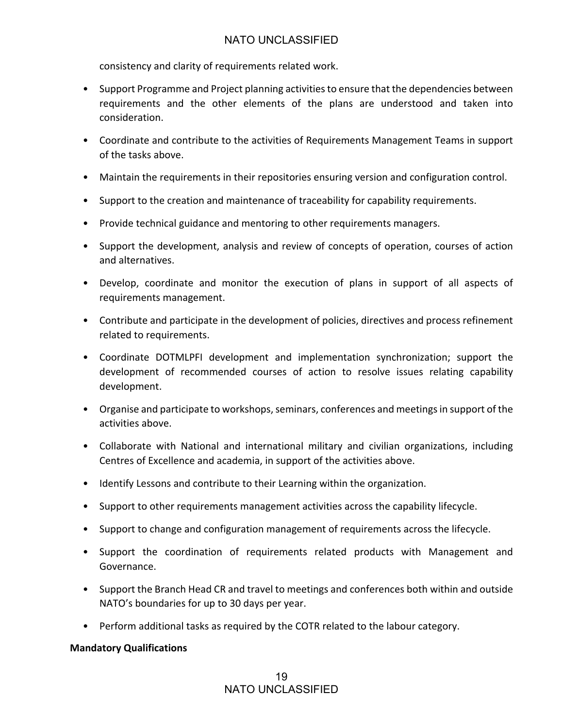consistency and clarity of requirements related work.

- Support Programme and Project planning activities to ensure that the dependencies between requirements and the other elements of the plans are understood and taken into consideration.
- Coordinate and contribute to the activities of Requirements Management Teams in support of the tasks above.
- Maintain the requirements in their repositories ensuring version and configuration control.
- Support to the creation and maintenance of traceability for capability requirements.
- Provide technical guidance and mentoring to other requirements managers.
- Support the development, analysis and review of concepts of operation, courses of action and alternatives.
- Develop, coordinate and monitor the execution of plans in support of all aspects of requirements management.
- Contribute and participate in the development of policies, directives and process refinement related to requirements.
- Coordinate DOTMLPFI development and implementation synchronization; support the development of recommended courses of action to resolve issues relating capability development.
- Organise and participate to workshops, seminars, conferences and meetings in support of the activities above.
- Collaborate with National and international military and civilian organizations, including Centres of Excellence and academia, in support of the activities above.
- Identify Lessons and contribute to their Learning within the organization.
- Support to other requirements management activities across the capability lifecycle.
- Support to change and configuration management of requirements across the lifecycle.
- Support the coordination of requirements related products with Management and Governance.
- Support the Branch Head CR and travel to meetings and conferences both within and outside NATO's boundaries for up to 30 days per year.
- Perform additional tasks as required by the COTR related to the labour category.

**Mandatory Qualifications**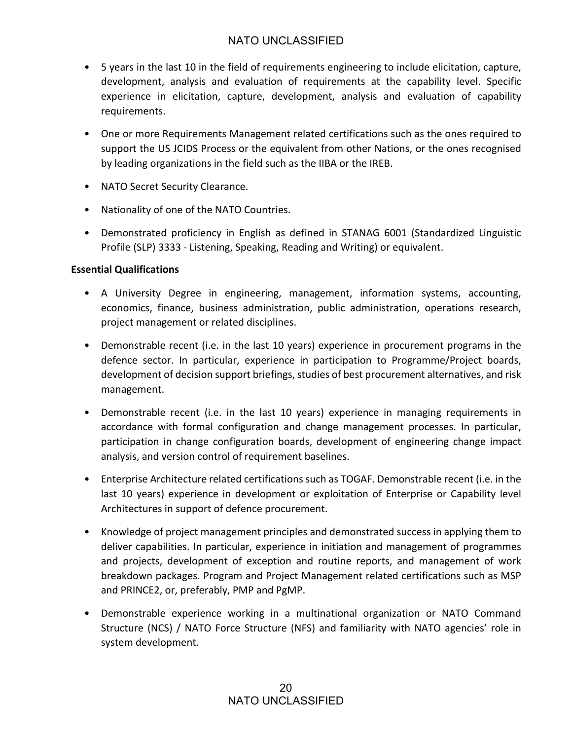- 5 years in the last 10 in the field of requirements engineering to include elicitation, capture, development, analysis and evaluation of requirements at the capability level. Specific experience in elicitation, capture, development, analysis and evaluation of capability requirements.
- One or more Requirements Management related certifications such as the ones required to support the US JCIDS Process or the equivalent from other Nations, or the ones recognised by leading organizations in the field such as the IIBA or the IREB.
- NATO Secret Security Clearance.
- Nationality of one of the NATO Countries.
- Demonstrated proficiency in English as defined in STANAG 6001 (Standardized Linguistic Profile (SLP) 3333 - Listening, Speaking, Reading and Writing) or equivalent.

**Essential Qualifications**

- A University Degree in engineering, management, information systems, accounting, economics, finance, business administration, public administration, operations research, project management or related disciplines.
- Demonstrable recent (i.e. in the last 10 years) experience in procurement programs in the defence sector. In particular, experience in participation to Programme/Project boards, development of decision support briefings, studies of best procurement alternatives, and risk management.
- Demonstrable recent (i.e. in the last 10 years) experience in managing requirements in accordance with formal configuration and change management processes. In particular, participation in change configuration boards, development of engineering change impact analysis, and version control of requirement baselines.
- Enterprise Architecture related certifications such as TOGAF. Demonstrable recent (i.e. in the last 10 years) experience in development or exploitation of Enterprise or Capability level Architectures in support of defence procurement.
- Knowledge of project management principles and demonstrated success in applying them to deliver capabilities. In particular, experience in initiation and management of programmes and projects, development of exception and routine reports, and management of work breakdown packages. Program and Project Management related certifications such as MSP and PRINCE2, or, preferably, PMP and PgMP.
- Demonstrable experience working in a multinational organization or NATO Command Structure (NCS) / NATO Force Structure (NFS) and familiarity with NATO agencies' role in system development.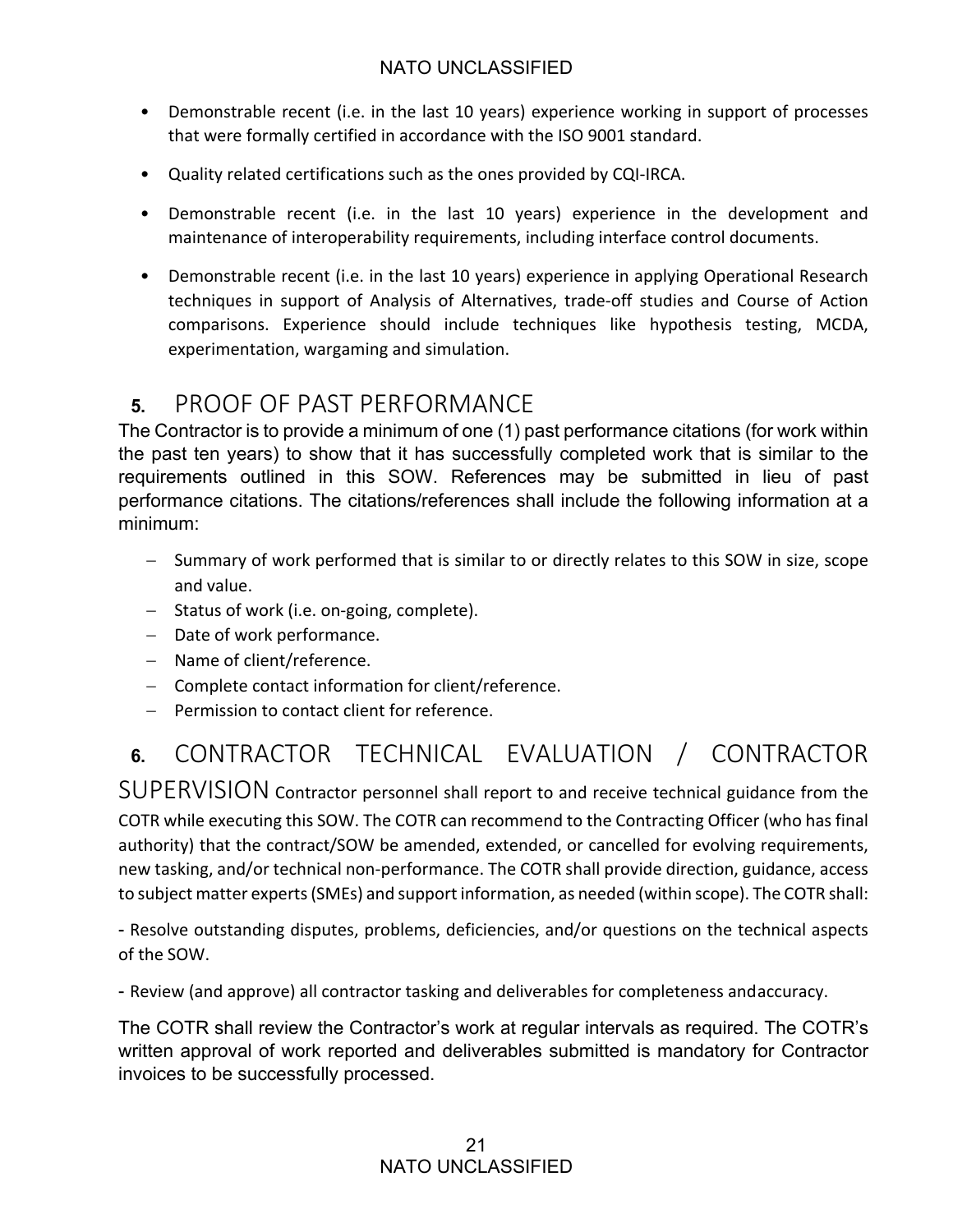- Demonstrable recent (i.e. in the last 10 years) experience working in support of processes that were formally certified in accordance with the ISO 9001 standard.
- Quality related certifications such as the ones provided by CQI-IRCA.
- Demonstrable recent (i.e. in the last 10 years) experience in the development and maintenance of interoperability requirements, including interface control documents.
- Demonstrable recent (i.e. in the last 10 years) experience in applying Operational Research techniques in support of Analysis of Alternatives, trade-off studies and Course of Action comparisons. Experience should include techniques like hypothesis testing, MCDA, experimentation, wargaming and simulation.

## 5. PROOF OF PAST PERFORMANCE

The Contractor is to provide a minimum of one (1) past performance citations (for work within the past ten years) to show that it has successfully completed work that is similar to the requirements outlined in this SOW. References may be submitted in lieu of past performance citations. The citations/references shall include the following information at a minimum:

- Summary of work performed that is similar to or directly relates to this SOW in size, scope and value.
- Status of work (i.e. on-going, complete).
- Date of work performance.
- Name of client/reference.
- Complete contact information for client/reference.
- Permission to contact client for reference.

## 6. CONTRACTOR TECHNICAL EVALUATION / CONTRACTOR SUPERVISION

Contractor personnel shall report to and receive technical guidance from the COTR while executing this SOW. The COTR can recommend to the Contracting Officer (who has final authority) that the contract/SOW be amended, extended, or cancelled for evolving requirements, new tasking, and/or technical non-performance. The COTR shall provide direction, guidance, access to subject matter experts (SMEs) and support information, as needed (within scope). The COTR shall:

- Resolve outstanding disputes, problems, deficiencies, and/or questions on the technical aspects of the SOW.

- Review (and approve) all contractor tasking and deliverables for completeness andaccuracy.

The COTR shall review the Contractor's work at regular intervals as required. The COTR's written approval of work reported and deliverables submitted is mandatory for Contractor invoices to be successfully processed.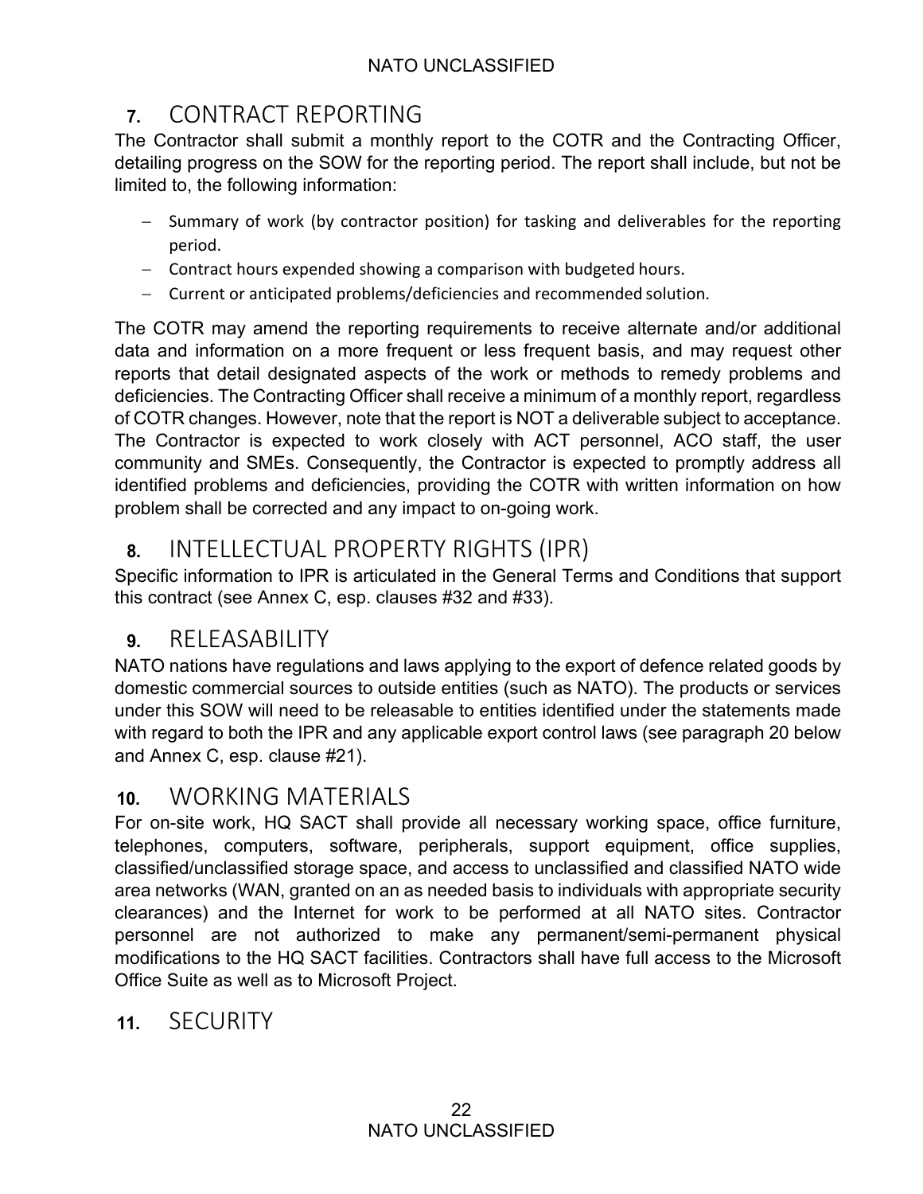## 7. CONTRACT REPORTING

The Contractor shall submit a monthly report to the COTR and the Contracting Officer, detailing progress on the SOW for the reporting period. The report shall include, but not be limited to, the following information:

- Summary of work (by contractor position) for tasking and deliverables for the reporting period.
- Contract hours expended showing a comparison with budgeted hours.
- Current or anticipated problems/deficiencies and recommended solution.

The COTR may amend the reporting requirements to receive alternate and/or additional data and information on a more frequent or less frequent basis, and may request other reports that detail designated aspects of the work or methods to remedy problems and deficiencies. The Contracting Officer shall receive a minimum of a monthly report, regardless of COTR changes. However, note that the report is NOT a deliverable subject to acceptance. The Contractor is expected to work closely with ACT personnel, ACO staff, the user community and SMEs. Consequently, the Contractor is expected to promptly address all identified problems and deficiencies, providing the COTR with written information on how problem shall be corrected and any impact to on-going work.

## 8. INTELLECTUAL PROPERTY RIGHTS (IPR)

Specific information to IPR is articulated in the General Terms and Conditions that support this contract (see Annex C, esp. clauses #32 and #33).

## 9. RELEASABILITY

NATO nations have regulations and laws applying to the export of defence related goods by domestic commercial sources to outside entities (such as NATO). The products or services under this SOW will need to be releasable to entities identified under the statements made with regard to both the IPR and any applicable export control laws (see paragraph 20 below and Annex C, esp. clause #21).

## 10. WORKING MATERIALS

For on-site work, HQ SACT shall provide all necessary working space, office furniture, telephones, computers, software, peripherals, support equipment, office supplies, classified/unclassified storage space, and access to unclassified and classified NATO wide area networks (WAN, granted on an as needed basis to individuals with appropriate security clearances) and the Internet for work to be performed at all NATO sites. Contractor personnel are not authorized to make any permanent/semi-permanent physical modifications to the HQ SACT facilities. Contractors shall have full access to the Microsoft Office Suite as well as to Microsoft Project.

## 11. SECURITY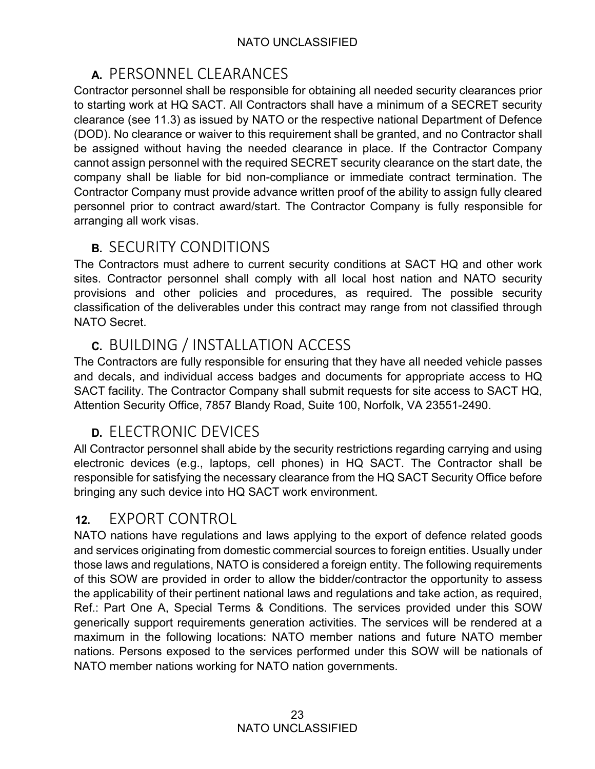### A. PERSONNEL CLEARANCES

Contractor personnel shall be responsible for obtaining all needed security clearances prior to starting work at HQ SACT. All Contractors shall have a minimum of a SECRET security clearance (see 11.3) as issued by NATO or the respective national Department of Defence (DOD). No clearance or waiver to this requirement shall be granted, and no Contractor shall be assigned without having the needed clearance in place. If the Contractor Company cannot assign personnel with the required SECRET security clearance on the start date, the company shall be liable for bid non-compliance or immediate contract termination. The Contractor Company must provide advance written proof of the ability to assign fully cleared personnel prior to contract award/start. The Contractor Company is fully responsible for arranging all work visas.

### B. SECURITY CONDITIONS

The Contractors must adhere to current security conditions at SACT HQ and other work sites. Contractor personnel shall comply with all local host nation and NATO security provisions and other policies and procedures, as required. The possible security classification of the deliverables under this contract may range from not classified through NATO Secret.

### C. BUILDING / INSTALLATION ACCESS

The Contractors are fully responsible for ensuring that they have all needed vehicle passes and decals, and individual access badges and documents for appropriate access to HQ SACT facility. The Contractor Company shall submit requests for site access to SACT HQ, Attention Security Office, 7857 Blandy Road, Suite 100, Norfolk, VA 23551-2490.

### D. ELECTRONIC DEVICES

All Contractor personnel shall abide by the security restrictions regarding carrying and using electronic devices (e.g., laptops, cell phones) in HQ SACT. The Contractor shall be responsible for satisfying the necessary clearance from the HQ SACT Security Office before bringing any such device into HQ SACT work environment.

## 12. EXPORT CONTROL

NATO nations have regulations and laws applying to the export of defence related goods and services originating from domestic commercial sources to foreign entities. Usually under those laws and regulations, NATO is considered a foreign entity. The following requirements of this SOW are provided in order to allow the bidder/contractor the opportunity to assess the applicability of their pertinent national laws and regulations and take action, as required, Ref.: Part One A, Special Terms & Conditions. The services provided under this SOW generically support requirements generation activities. The services will be rendered at a maximum in the following locations: NATO member nations and future NATO member nations. Persons exposed to the services performed under this SOW will be nationals of NATO member nations working for NATO nation governments.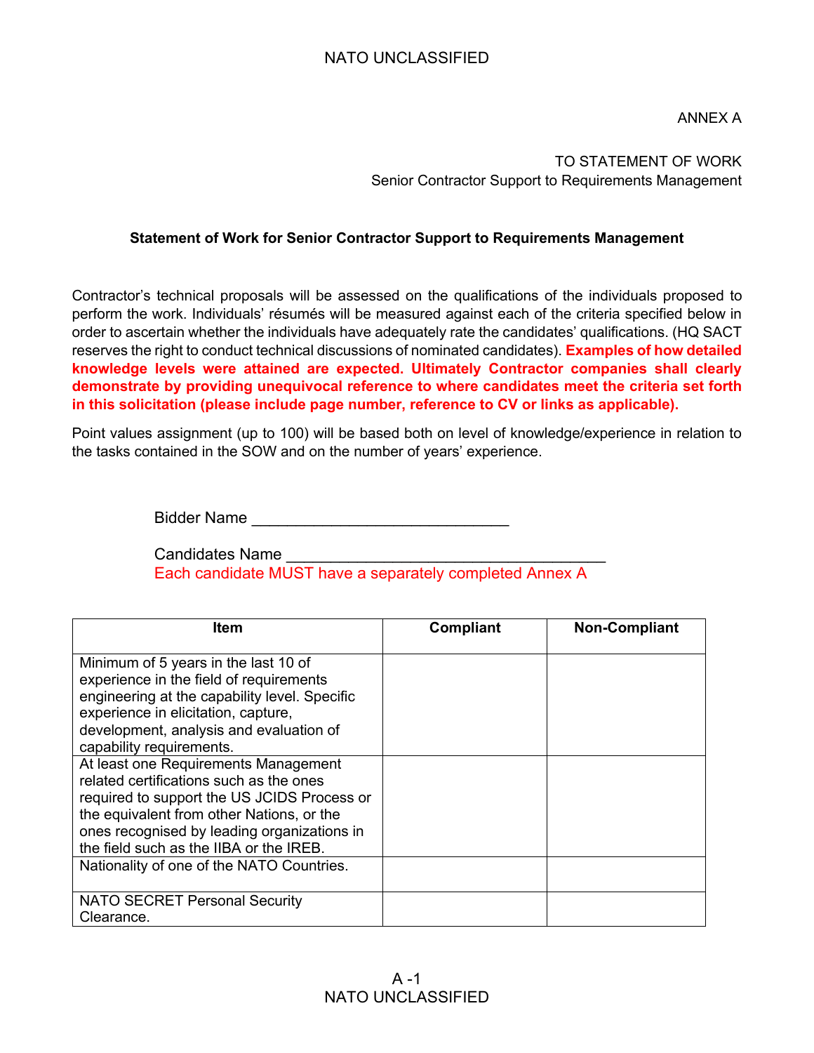ANNEX A

TO STATEMENT OF WORK
Senior Contractor Support to Requirements Management

**Statement of Work for Senior Contractor Support to Requirements Management**

Contractor's technical proposals will be assessed on the qualifications of the individuals proposed to perform the work. Individuals' résumés will be measured against each of the criteria specified below in order to ascertain whether the individuals have adequately rate the candidates' qualifications. (HQ SACT reserves the right to conduct technical discussions of nominated candidates). **Examples of how detailed knowledge levels were attained are expected. Ultimately Contractor companies shall clearly demonstrate by providing unequivocal reference to where candidates meet the criteria set forth in this solicitation (please include page number, reference to CV or links as applicable).**

Point values assignment (up to 100) will be based both on level of knowledge/experience in relation to the tasks contained in the SOW and on the number of years' experience.

Bidder Name ______________________________

Candidates Name ____________________________________
Each candidate MUST have a separately completed Annex A

| Item | Compliant | Non-Compliant |
|---|---|---|
| Minimum of 5 years in the last 10 of experience in the field of requirements engineering at the capability level. Specific experience in elicitation, capture, development, analysis and evaluation of capability requirements. | | |
| At least one Requirements Management related certifications such as the ones required to support the US JCIDS Process or the equivalent from other Nations, or the ones recognised by leading organizations in the field such as the IIBA or the IREB. | | |
| Nationality of one of the NATO Countries. | | |
| NATO SECRET Personal Security Clearance. | | |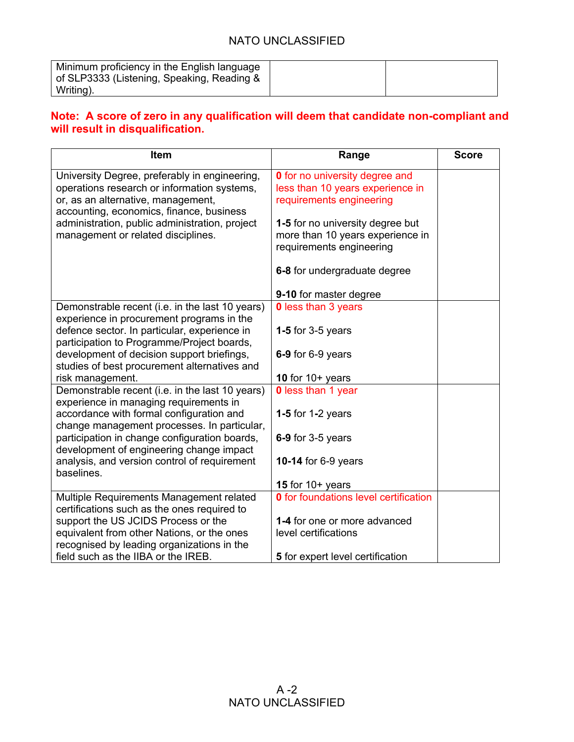| Minimum proficiency in the English language of SLP3333 (Listening, Speaking, Reading & Writing). | | |
|---|---|---|

**Note: A score of zero in any qualification will deem that candidate non-compliant and will result in disqualification.**

| Item | Range | Score |
|---|---|---|
| University Degree, preferably in engineering, operations research or information systems, or, as an alternative, management, accounting, economics, finance, business administration, public administration, project management or related disciplines. | **0** for no university degree and less than 10 years experience in requirements engineering<br><br>**1-5** for no university degree but more than 10 years experience in requirements engineering<br><br>**6-8** for undergraduate degree<br><br>**9-10** for master degree | |
| Demonstrable recent (i.e. in the last 10 years) experience in procurement programs in the defence sector. In particular, experience in participation to Programme/Project boards, development of decision support briefings, studies of best procurement alternatives and risk management. | **0** less than 3 years<br><br>**1-5** for 3-5 years<br><br>**6-9** for 6-9 years<br><br>**10** for 10+ years | |
| Demonstrable recent (i.e. in the last 10 years) experience in managing requirements in accordance with formal configuration and change management processes. In particular, participation in change configuration boards, development of engineering change impact analysis, and version control of requirement baselines. | **0** less than 1 year<br><br>**1-5** for 1-2 years<br><br>**6-9** for 3-5 years<br><br>**10-14** for 6-9 years<br><br>**15** for 10+ years | |
| Multiple Requirements Management related certifications such as the ones required to support the US JCIDS Process or the equivalent from other Nations, or the ones recognised by leading organizations in the field such as the IIBA or the IREB. | **0** for foundations level certification<br><br>**1-4** for one or more advanced level certifications<br><br>**5** for expert level certification | |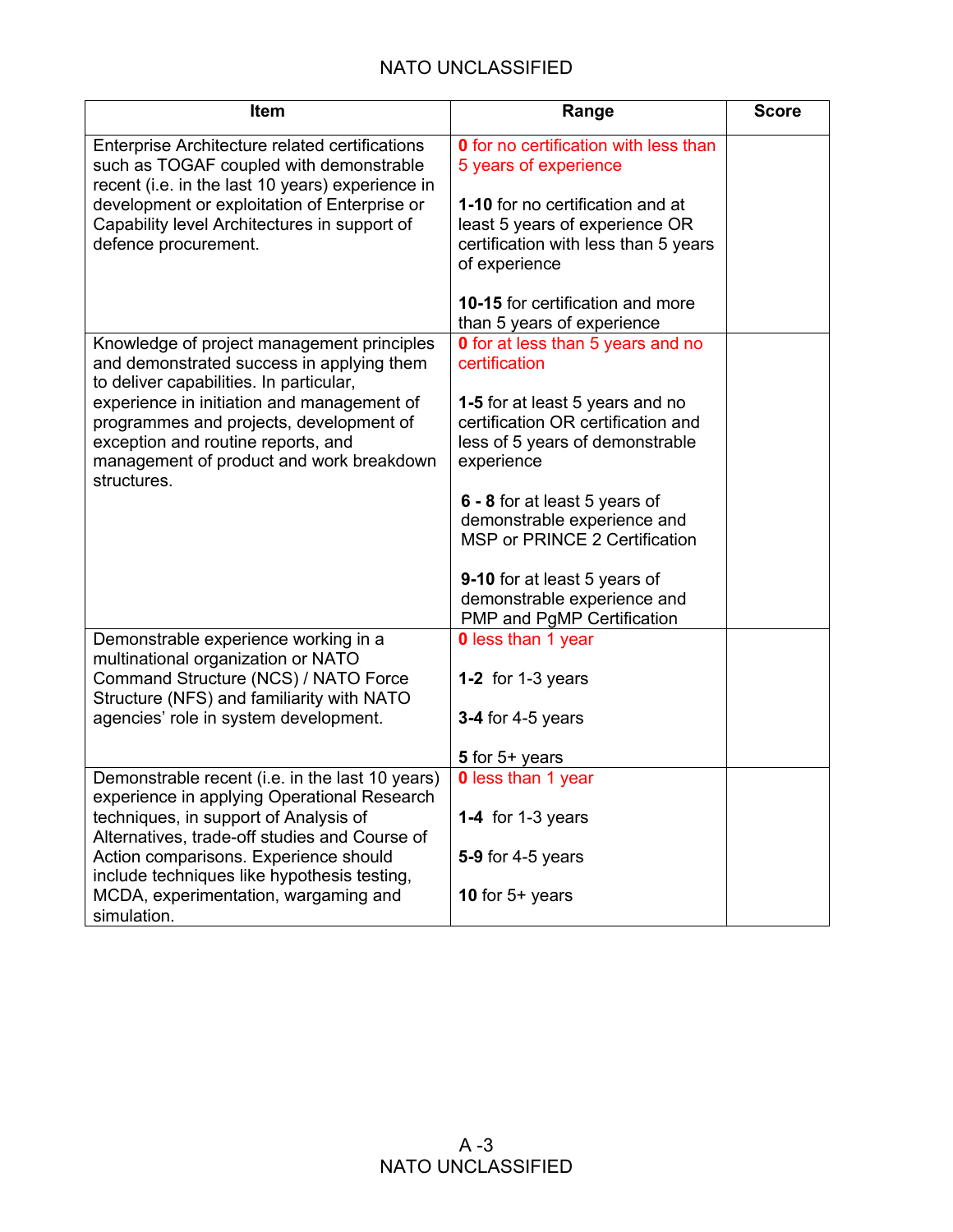| Item | Range | Score |
|---|---|---|
| Enterprise Architecture related certifications such as TOGAF coupled with demonstrable recent (i.e. in the last 10 years) experience in development or exploitation of Enterprise or Capability level Architectures in support of defence procurement. | **0** for no certification with less than 5 years of experience<br><br>**1-10** for no certification and at least 5 years of experience OR certification with less than 5 years of experience<br><br>**10-15** for certification and more than 5 years of experience | |
| Knowledge of project management principles and demonstrated success in applying them to deliver capabilities. In particular, experience in initiation and management of programmes and projects, development of exception and routine reports, and management of product and work breakdown structures. | **0** for at less than 5 years and no certification<br><br>**1-5** for at least 5 years and no certification OR certification and less of 5 years of demonstrable experience<br><br>**6 - 8** for at least 5 years of demonstrable experience and MSP or PRINCE 2 Certification<br><br>**9-10** for at least 5 years of demonstrable experience and PMP and PgMP Certification | |
| Demonstrable experience working in a multinational organization or NATO Command Structure (NCS) / NATO Force Structure (NFS) and familiarity with NATO agencies' role in system development. | **0** less than 1 year<br><br>**1-2** for 1-3 years<br><br>**3-4** for 4-5 years<br><br>**5** for 5+ years | |
| Demonstrable recent (i.e. in the last 10 years) experience in applying Operational Research techniques, in support of Analysis of Alternatives, trade-off studies and Course of Action comparisons. Experience should include techniques like hypothesis testing, MCDA, experimentation, wargaming and simulation. | **0** less than 1 year<br><br>**1-4** for 1-3 years<br><br>**5-9** for 4-5 years<br><br>**10** for 5+ years | |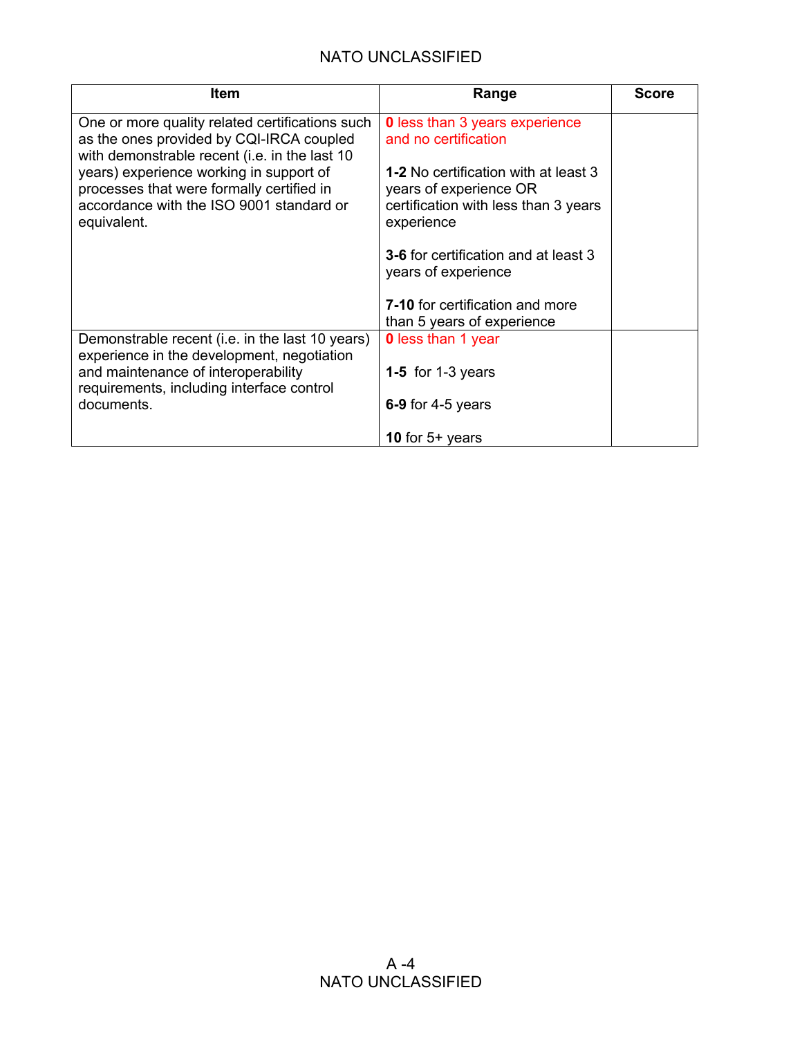| Item | Range | Score |
|---|---|---|
| One or more quality related certifications such as the ones provided by CQI-IRCA coupled with demonstrable recent (i.e. in the last 10 years) experience working in support of processes that were formally certified in accordance with the ISO 9001 standard or equivalent. | **0** less than 3 years experience and no certification<br><br>**1-2** No certification with at least 3 years of experience OR certification with less than 3 years experience<br><br>**3-6** for certification and at least 3 years of experience<br><br>**7-10** for certification and more than 5 years of experience | |
| Demonstrable recent (i.e. in the last 10 years) experience in the development, negotiation and maintenance of interoperability requirements, including interface control documents. | **0** less than 1 year<br><br>**1-5** for 1-3 years<br><br>**6-9** for 4-5 years<br><br>**10** for 5+ years | |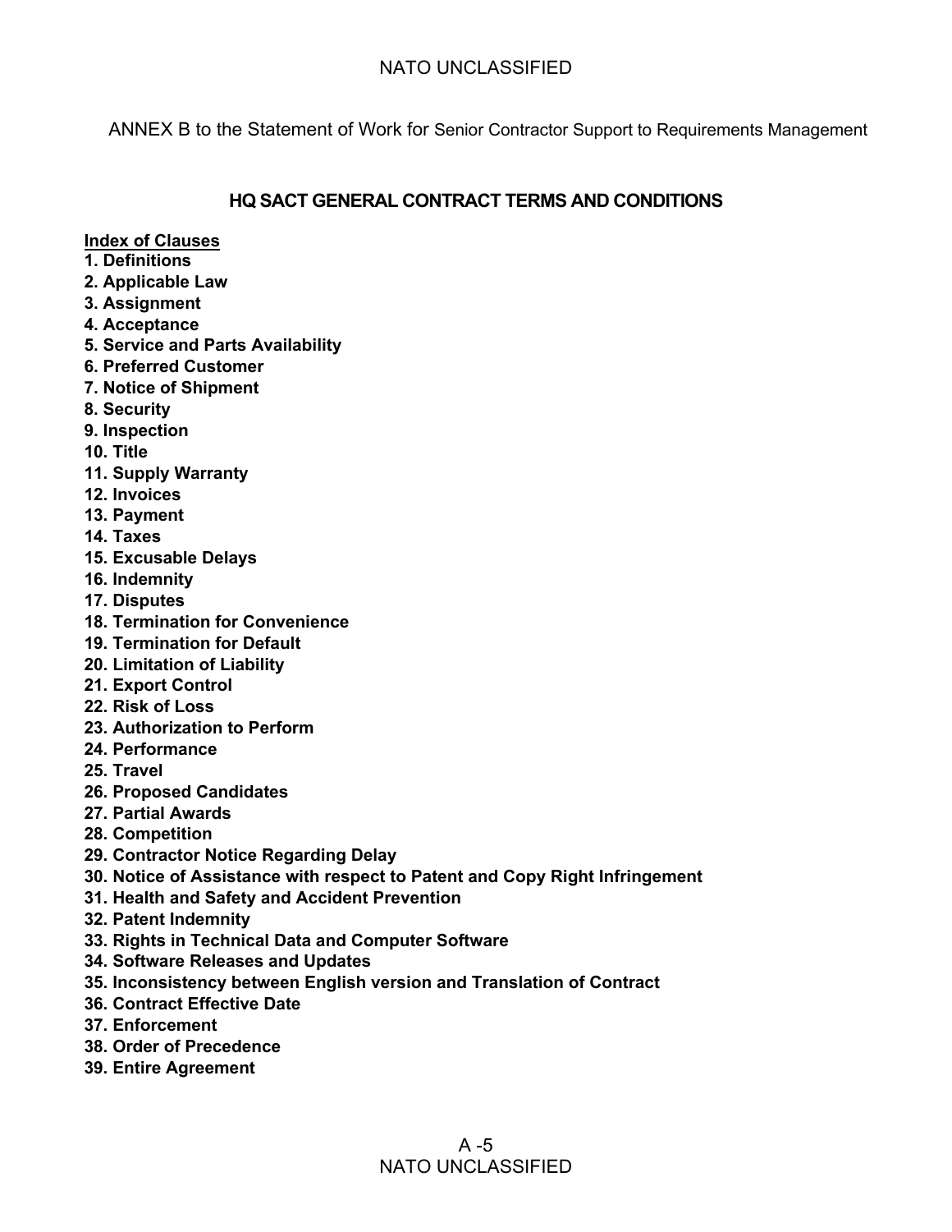ANNEX B to the Statement of Work for Senior Contractor Support to Requirements Management

## HQ SACT GENERAL CONTRACT TERMS AND CONDITIONS

**Index of Clauses**

**1. Definitions**
**2. Applicable Law**
**3. Assignment**
**4. Acceptance**
**5. Service and Parts Availability**
**6. Preferred Customer**
**7. Notice of Shipment**
**8. Security**
**9. Inspection**
**10. Title**
**11. Supply Warranty**
**12. Invoices**
**13. Payment**
**14. Taxes**
**15. Excusable Delays**
**16. Indemnity**
**17. Disputes**
**18. Termination for Convenience**
**19. Termination for Default**
**20. Limitation of Liability**
**21. Export Control**
**22. Risk of Loss**
**23. Authorization to Perform**
**24. Performance**
**25. Travel**
**26. Proposed Candidates**
**27. Partial Awards**
**28. Competition**
**29. Contractor Notice Regarding Delay**
**30. Notice of Assistance with respect to Patent and Copy Right Infringement**
**31. Health and Safety and Accident Prevention**
**32. Patent Indemnity**
**33. Rights in Technical Data and Computer Software**
**34. Software Releases and Updates**
**35. Inconsistency between English version and Translation of Contract**
**36. Contract Effective Date**
**37. Enforcement**
**38. Order of Precedence**
**39. Entire Agreement**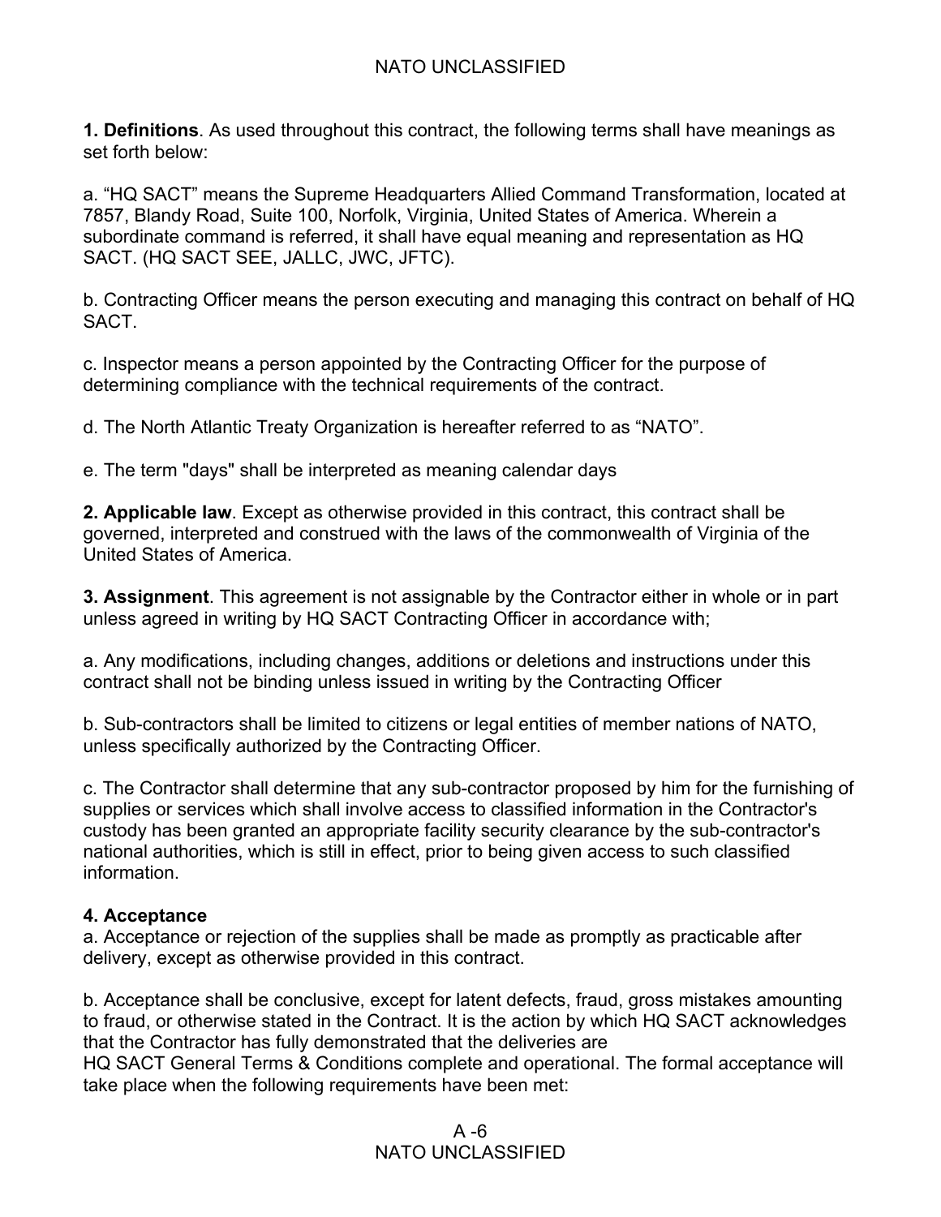**1. Definitions**. As used throughout this contract, the following terms shall have meanings as set forth below:

a. “HQ SACT” means the Supreme Headquarters Allied Command Transformation, located at 7857, Blandy Road, Suite 100, Norfolk, Virginia, United States of America. Wherein a subordinate command is referred, it shall have equal meaning and representation as HQ SACT. (HQ SACT SEE, JALLC, JWC, JFTC).

b. Contracting Officer means the person executing and managing this contract on behalf of HQ SACT.

c. Inspector means a person appointed by the Contracting Officer for the purpose of determining compliance with the technical requirements of the contract.

d. The North Atlantic Treaty Organization is hereafter referred to as “NATO”.

e. The term "days" shall be interpreted as meaning calendar days

**2. Applicable law**. Except as otherwise provided in this contract, this contract shall be governed, interpreted and construed with the laws of the commonwealth of Virginia of the United States of America.

**3. Assignment**. This agreement is not assignable by the Contractor either in whole or in part unless agreed in writing by HQ SACT Contracting Officer in accordance with;

a. Any modifications, including changes, additions or deletions and instructions under this contract shall not be binding unless issued in writing by the Contracting Officer

b. Sub-contractors shall be limited to citizens or legal entities of member nations of NATO, unless specifically authorized by the Contracting Officer.

c. The Contractor shall determine that any sub-contractor proposed by him for the furnishing of supplies or services which shall involve access to classified information in the Contractor's custody has been granted an appropriate facility security clearance by the sub-contractor's national authorities, which is still in effect, prior to being given access to such classified information.

**4. Acceptance**

a. Acceptance or rejection of the supplies shall be made as promptly as practicable after delivery, except as otherwise provided in this contract.

b. Acceptance shall be conclusive, except for latent defects, fraud, gross mistakes amounting to fraud, or otherwise stated in the Contract. It is the action by which HQ SACT acknowledges that the Contractor has fully demonstrated that the deliveries are HQ SACT General Terms & Conditions complete and operational. The formal acceptance will take place when the following requirements have been met: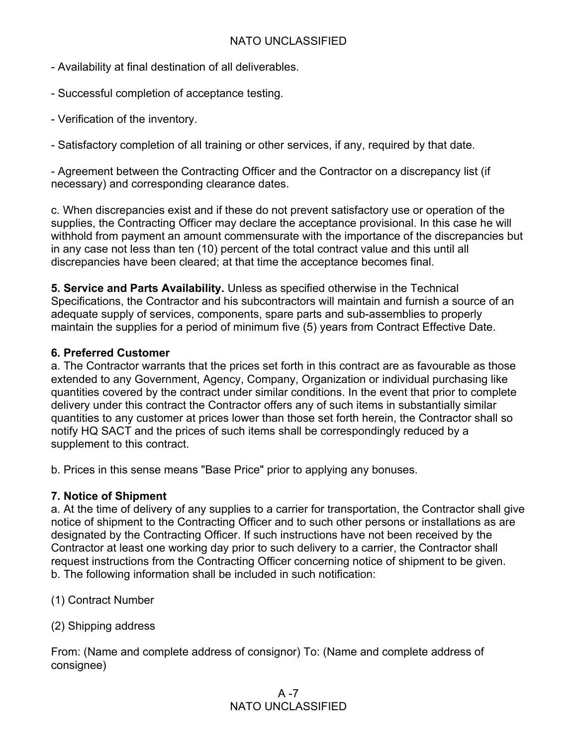- Availability at final destination of all deliverables.

- Successful completion of acceptance testing.

- Verification of the inventory.

- Satisfactory completion of all training or other services, if any, required by that date.

- Agreement between the Contracting Officer and the Contractor on a discrepancy list (if necessary) and corresponding clearance dates.

c. When discrepancies exist and if these do not prevent satisfactory use or operation of the supplies, the Contracting Officer may declare the acceptance provisional. In this case he will withhold from payment an amount commensurate with the importance of the discrepancies but in any case not less than ten (10) percent of the total contract value and this until all discrepancies have been cleared; at that time the acceptance becomes final.

**5. Service and Parts Availability.** Unless as specified otherwise in the Technical Specifications, the Contractor and his subcontractors will maintain and furnish a source of an adequate supply of services, components, spare parts and sub-assemblies to properly maintain the supplies for a period of minimum five (5) years from Contract Effective Date.

**6. Preferred Customer**

a. The Contractor warrants that the prices set forth in this contract are as favourable as those extended to any Government, Agency, Company, Organization or individual purchasing like quantities covered by the contract under similar conditions. In the event that prior to complete delivery under this contract the Contractor offers any of such items in substantially similar quantities to any customer at prices lower than those set forth herein, the Contractor shall so notify HQ SACT and the prices of such items shall be correspondingly reduced by a supplement to this contract.

b. Prices in this sense means "Base Price" prior to applying any bonuses.

**7. Notice of Shipment**

a. At the time of delivery of any supplies to a carrier for transportation, the Contractor shall give notice of shipment to the Contracting Officer and to such other persons or installations as are designated by the Contracting Officer. If such instructions have not been received by the Contractor at least one working day prior to such delivery to a carrier, the Contractor shall request instructions from the Contracting Officer concerning notice of shipment to be given.
b. The following information shall be included in such notification:

(1) Contract Number

(2) Shipping address

From: (Name and complete address of consignor) To: (Name and complete address of consignee)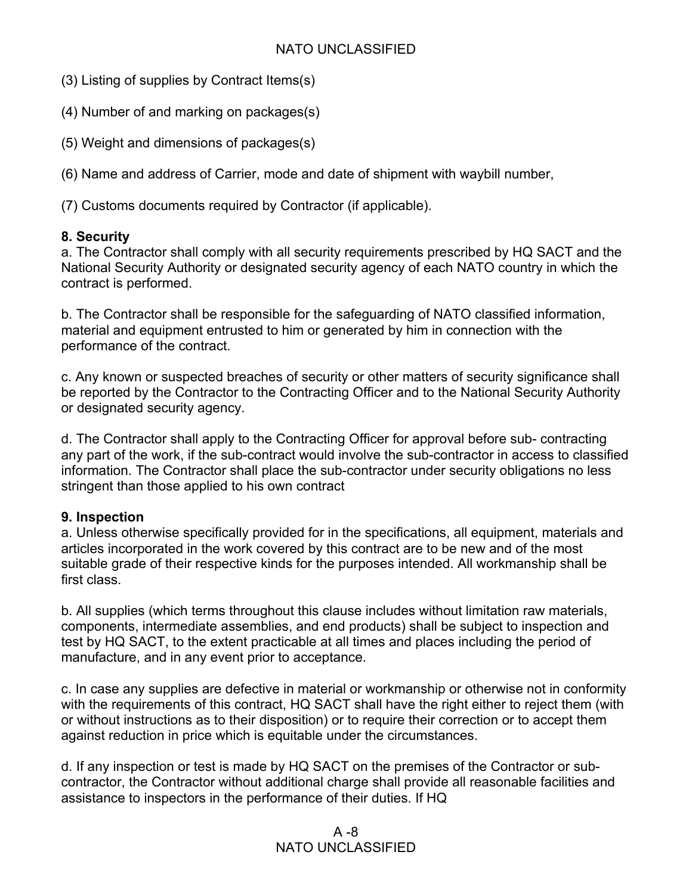(3) Listing of supplies by Contract Items(s)

(4) Number of and marking on packages(s)

(5) Weight and dimensions of packages(s)

(6) Name and address of Carrier, mode and date of shipment with waybill number,

(7) Customs documents required by Contractor (if applicable).

**8. Security**

a. The Contractor shall comply with all security requirements prescribed by HQ SACT and the National Security Authority or designated security agency of each NATO country in which the contract is performed.

b. The Contractor shall be responsible for the safeguarding of NATO classified information, material and equipment entrusted to him or generated by him in connection with the performance of the contract.

c. Any known or suspected breaches of security or other matters of security significance shall be reported by the Contractor to the Contracting Officer and to the National Security Authority or designated security agency.

d. The Contractor shall apply to the Contracting Officer for approval before sub- contracting any part of the work, if the sub-contract would involve the sub-contractor in access to classified information. The Contractor shall place the sub-contractor under security obligations no less stringent than those applied to his own contract

**9. Inspection**

a. Unless otherwise specifically provided for in the specifications, all equipment, materials and articles incorporated in the work covered by this contract are to be new and of the most suitable grade of their respective kinds for the purposes intended. All workmanship shall be first class.

b. All supplies (which terms throughout this clause includes without limitation raw materials, components, intermediate assemblies, and end products) shall be subject to inspection and test by HQ SACT, to the extent practicable at all times and places including the period of manufacture, and in any event prior to acceptance.

c. In case any supplies are defective in material or workmanship or otherwise not in conformity with the requirements of this contract, HQ SACT shall have the right either to reject them (with or without instructions as to their disposition) or to require their correction or to accept them against reduction in price which is equitable under the circumstances.

d. If any inspection or test is made by HQ SACT on the premises of the Contractor or sub-contractor, the Contractor without additional charge shall provide all reasonable facilities and assistance to inspectors in the performance of their duties. If HQ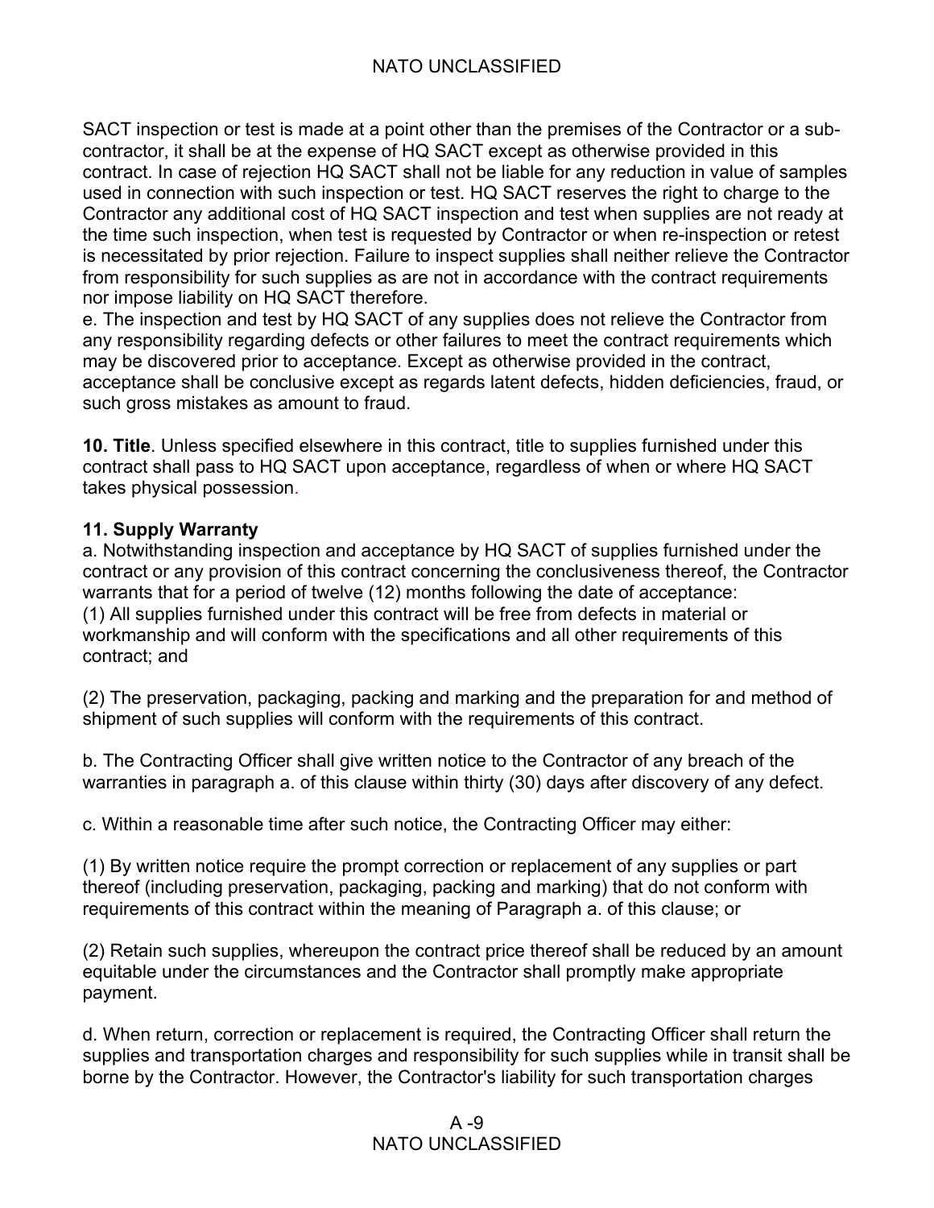SACT inspection or test is made at a point other than the premises of the Contractor or a sub-contractor, it shall be at the expense of HQ SACT except as otherwise provided in this contract. In case of rejection HQ SACT shall not be liable for any reduction in value of samples used in connection with such inspection or test. HQ SACT reserves the right to charge to the Contractor any additional cost of HQ SACT inspection and test when supplies are not ready at the time such inspection, when test is requested by Contractor or when re-inspection or retest is necessitated by prior rejection. Failure to inspect supplies shall neither relieve the Contractor from responsibility for such supplies as are not in accordance with the contract requirements nor impose liability on HQ SACT therefore.
e. The inspection and test by HQ SACT of any supplies does not relieve the Contractor from any responsibility regarding defects or other failures to meet the contract requirements which may be discovered prior to acceptance. Except as otherwise provided in the contract, acceptance shall be conclusive except as regards latent defects, hidden deficiencies, fraud, or such gross mistakes as amount to fraud.

**10. Title**. Unless specified elsewhere in this contract, title to supplies furnished under this contract shall pass to HQ SACT upon acceptance, regardless of when or where HQ SACT takes physical possession.

**11. Supply Warranty**
a. Notwithstanding inspection and acceptance by HQ SACT of supplies furnished under the contract or any provision of this contract concerning the conclusiveness thereof, the Contractor warrants that for a period of twelve (12) months following the date of acceptance:
(1) All supplies furnished under this contract will be free from defects in material or workmanship and will conform with the specifications and all other requirements of this contract; and

(2) The preservation, packaging, packing and marking and the preparation for and method of shipment of such supplies will conform with the requirements of this contract.

b. The Contracting Officer shall give written notice to the Contractor of any breach of the warranties in paragraph a. of this clause within thirty (30) days after discovery of any defect.

c. Within a reasonable time after such notice, the Contracting Officer may either:

(1) By written notice require the prompt correction or replacement of any supplies or part thereof (including preservation, packaging, packing and marking) that do not conform with requirements of this contract within the meaning of Paragraph a. of this clause; or

(2) Retain such supplies, whereupon the contract price thereof shall be reduced by an amount equitable under the circumstances and the Contractor shall promptly make appropriate payment.

d. When return, correction or replacement is required, the Contracting Officer shall return the supplies and transportation charges and responsibility for such supplies while in transit shall be borne by the Contractor. However, the Contractor's liability for such transportation charges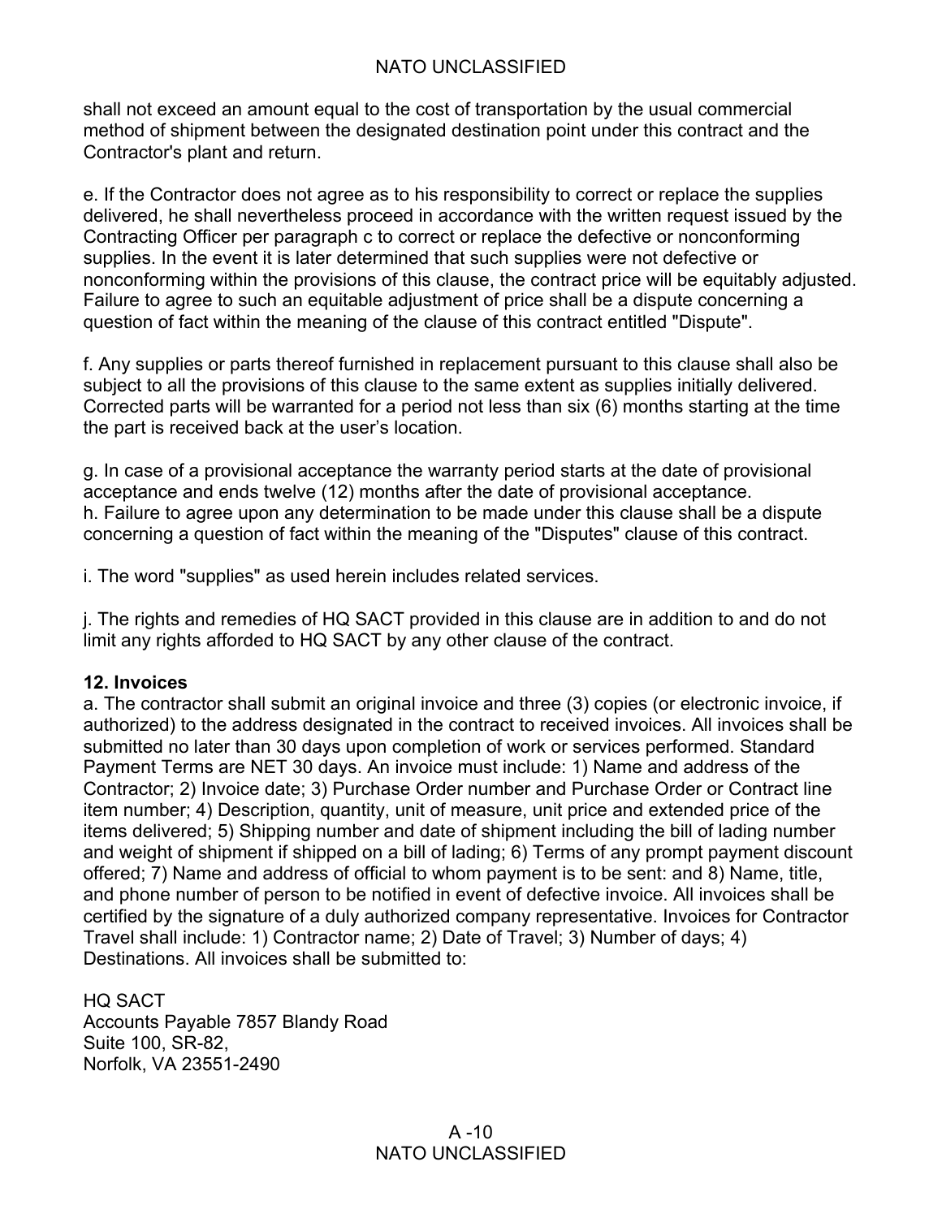shall not exceed an amount equal to the cost of transportation by the usual commercial method of shipment between the designated destination point under this contract and the Contractor's plant and return.

e. If the Contractor does not agree as to his responsibility to correct or replace the supplies delivered, he shall nevertheless proceed in accordance with the written request issued by the Contracting Officer per paragraph c to correct or replace the defective or nonconforming supplies. In the event it is later determined that such supplies were not defective or nonconforming within the provisions of this clause, the contract price will be equitably adjusted. Failure to agree to such an equitable adjustment of price shall be a dispute concerning a question of fact within the meaning of the clause of this contract entitled "Dispute".

f. Any supplies or parts thereof furnished in replacement pursuant to this clause shall also be subject to all the provisions of this clause to the same extent as supplies initially delivered. Corrected parts will be warranted for a period not less than six (6) months starting at the time the part is received back at the user's location.

g. In case of a provisional acceptance the warranty period starts at the date of provisional acceptance and ends twelve (12) months after the date of provisional acceptance.
h. Failure to agree upon any determination to be made under this clause shall be a dispute concerning a question of fact within the meaning of the "Disputes" clause of this contract.

i. The word "supplies" as used herein includes related services.

j. The rights and remedies of HQ SACT provided in this clause are in addition to and do not limit any rights afforded to HQ SACT by any other clause of the contract.

**12. Invoices**
a. The contractor shall submit an original invoice and three (3) copies (or electronic invoice, if authorized) to the address designated in the contract to received invoices. All invoices shall be submitted no later than 30 days upon completion of work or services performed. Standard Payment Terms are NET 30 days. An invoice must include: 1) Name and address of the Contractor; 2) Invoice date; 3) Purchase Order number and Purchase Order or Contract line item number; 4) Description, quantity, unit of measure, unit price and extended price of the items delivered; 5) Shipping number and date of shipment including the bill of lading number and weight of shipment if shipped on a bill of lading; 6) Terms of any prompt payment discount offered; 7) Name and address of official to whom payment is to be sent: and 8) Name, title, and phone number of person to be notified in event of defective invoice. All invoices shall be certified by the signature of a duly authorized company representative. Invoices for Contractor Travel shall include: 1) Contractor name; 2) Date of Travel; 3) Number of days; 4) Destinations. All invoices shall be submitted to:

HQ SACT
Accounts Payable 7857 Blandy Road
Suite 100, SR-82,
Norfolk, VA 23551-2490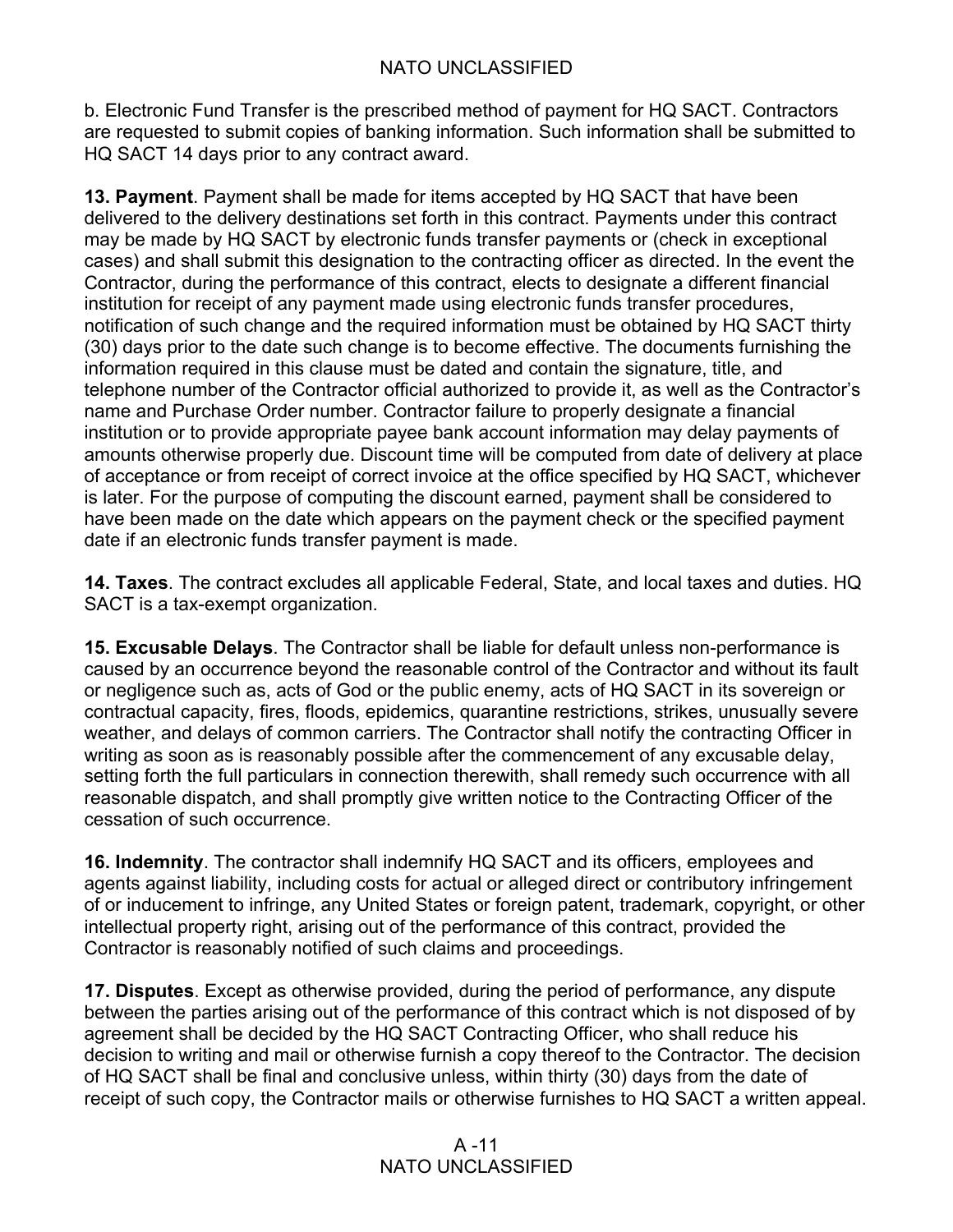b. Electronic Fund Transfer is the prescribed method of payment for HQ SACT. Contractors are requested to submit copies of banking information. Such information shall be submitted to HQ SACT 14 days prior to any contract award.

**13. Payment**. Payment shall be made for items accepted by HQ SACT that have been delivered to the delivery destinations set forth in this contract. Payments under this contract may be made by HQ SACT by electronic funds transfer payments or (check in exceptional cases) and shall submit this designation to the contracting officer as directed. In the event the Contractor, during the performance of this contract, elects to designate a different financial institution for receipt of any payment made using electronic funds transfer procedures, notification of such change and the required information must be obtained by HQ SACT thirty (30) days prior to the date such change is to become effective. The documents furnishing the information required in this clause must be dated and contain the signature, title, and telephone number of the Contractor official authorized to provide it, as well as the Contractor's name and Purchase Order number. Contractor failure to properly designate a financial institution or to provide appropriate payee bank account information may delay payments of amounts otherwise properly due. Discount time will be computed from date of delivery at place of acceptance or from receipt of correct invoice at the office specified by HQ SACT, whichever is later. For the purpose of computing the discount earned, payment shall be considered to have been made on the date which appears on the payment check or the specified payment date if an electronic funds transfer payment is made.

**14. Taxes**. The contract excludes all applicable Federal, State, and local taxes and duties. HQ SACT is a tax-exempt organization.

**15. Excusable Delays**. The Contractor shall be liable for default unless non-performance is caused by an occurrence beyond the reasonable control of the Contractor and without its fault or negligence such as, acts of God or the public enemy, acts of HQ SACT in its sovereign or contractual capacity, fires, floods, epidemics, quarantine restrictions, strikes, unusually severe weather, and delays of common carriers. The Contractor shall notify the contracting Officer in writing as soon as is reasonably possible after the commencement of any excusable delay, setting forth the full particulars in connection therewith, shall remedy such occurrence with all reasonable dispatch, and shall promptly give written notice to the Contracting Officer of the cessation of such occurrence.

**16. Indemnity**. The contractor shall indemnify HQ SACT and its officers, employees and agents against liability, including costs for actual or alleged direct or contributory infringement of or inducement to infringe, any United States or foreign patent, trademark, copyright, or other intellectual property right, arising out of the performance of this contract, provided the Contractor is reasonably notified of such claims and proceedings.

**17. Disputes**. Except as otherwise provided, during the period of performance, any dispute between the parties arising out of the performance of this contract which is not disposed of by agreement shall be decided by the HQ SACT Contracting Officer, who shall reduce his decision to writing and mail or otherwise furnish a copy thereof to the Contractor. The decision of HQ SACT shall be final and conclusive unless, within thirty (30) days from the date of receipt of such copy, the Contractor mails or otherwise furnishes to HQ SACT a written appeal.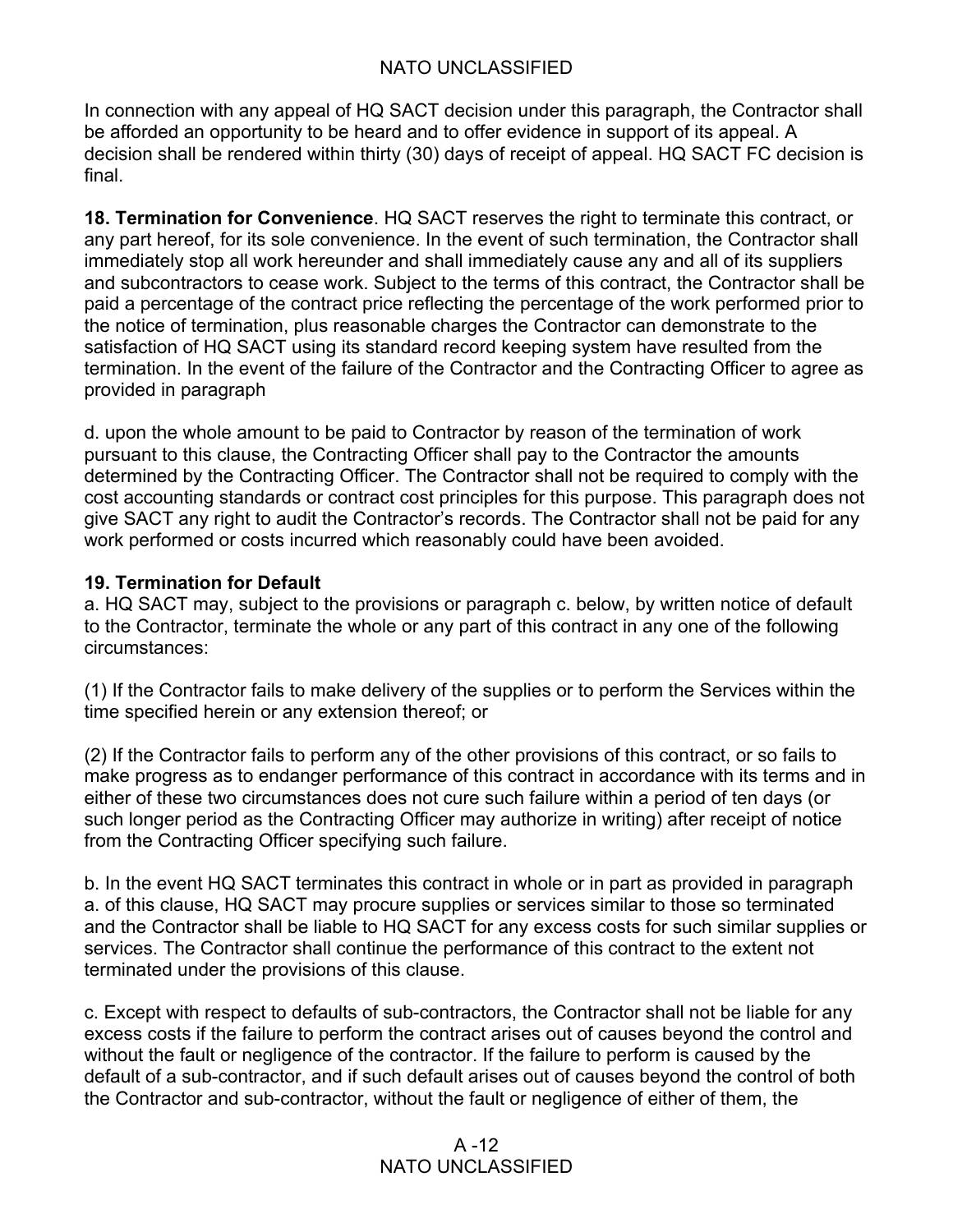In connection with any appeal of HQ SACT decision under this paragraph, the Contractor shall be afforded an opportunity to be heard and to offer evidence in support of its appeal. A decision shall be rendered within thirty (30) days of receipt of appeal. HQ SACT FC decision is final.

**18. Termination for Convenience**. HQ SACT reserves the right to terminate this contract, or any part hereof, for its sole convenience. In the event of such termination, the Contractor shall immediately stop all work hereunder and shall immediately cause any and all of its suppliers and subcontractors to cease work. Subject to the terms of this contract, the Contractor shall be paid a percentage of the contract price reflecting the percentage of the work performed prior to the notice of termination, plus reasonable charges the Contractor can demonstrate to the satisfaction of HQ SACT using its standard record keeping system have resulted from the termination. In the event of the failure of the Contractor and the Contracting Officer to agree as provided in paragraph

d. upon the whole amount to be paid to Contractor by reason of the termination of work pursuant to this clause, the Contracting Officer shall pay to the Contractor the amounts determined by the Contracting Officer. The Contractor shall not be required to comply with the cost accounting standards or contract cost principles for this purpose. This paragraph does not give SACT any right to audit the Contractor's records. The Contractor shall not be paid for any work performed or costs incurred which reasonably could have been avoided.

**19. Termination for Default**

a. HQ SACT may, subject to the provisions or paragraph c. below, by written notice of default to the Contractor, terminate the whole or any part of this contract in any one of the following circumstances:

(1) If the Contractor fails to make delivery of the supplies or to perform the Services within the time specified herein or any extension thereof; or

(2) If the Contractor fails to perform any of the other provisions of this contract, or so fails to make progress as to endanger performance of this contract in accordance with its terms and in either of these two circumstances does not cure such failure within a period of ten days (or such longer period as the Contracting Officer may authorize in writing) after receipt of notice from the Contracting Officer specifying such failure.

b. In the event HQ SACT terminates this contract in whole or in part as provided in paragraph a. of this clause, HQ SACT may procure supplies or services similar to those so terminated and the Contractor shall be liable to HQ SACT for any excess costs for such similar supplies or services. The Contractor shall continue the performance of this contract to the extent not terminated under the provisions of this clause.

c. Except with respect to defaults of sub-contractors, the Contractor shall not be liable for any excess costs if the failure to perform the contract arises out of causes beyond the control and without the fault or negligence of the contractor. If the failure to perform is caused by the default of a sub-contractor, and if such default arises out of causes beyond the control of both the Contractor and sub-contractor, without the fault or negligence of either of them, the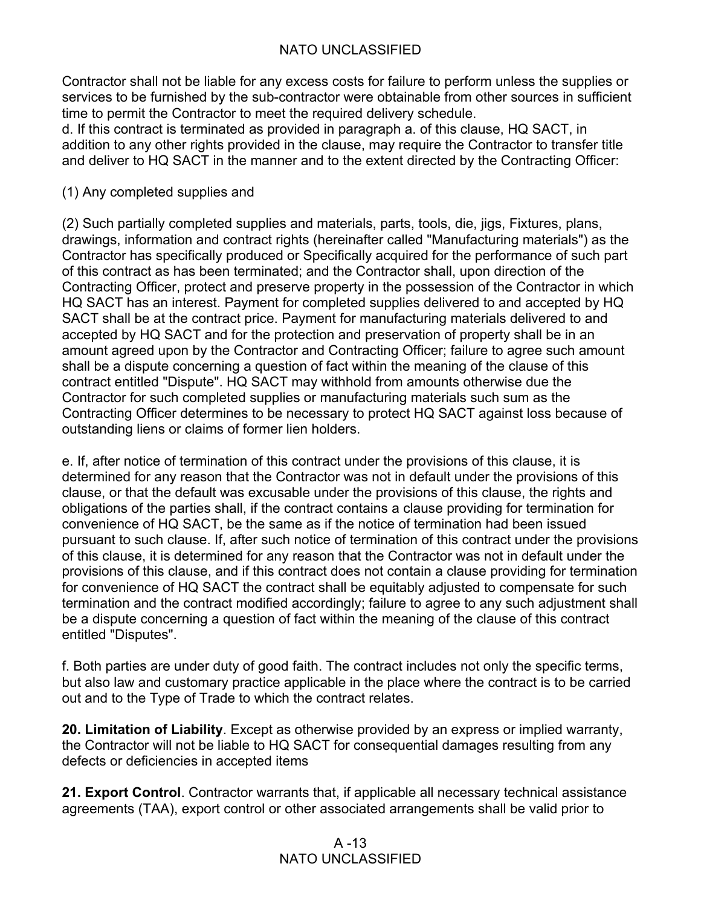Contractor shall not be liable for any excess costs for failure to perform unless the supplies or services to be furnished by the sub-contractor were obtainable from other sources in sufficient time to permit the Contractor to meet the required delivery schedule.
d. If this contract is terminated as provided in paragraph a. of this clause, HQ SACT, in addition to any other rights provided in the clause, may require the Contractor to transfer title and deliver to HQ SACT in the manner and to the extent directed by the Contracting Officer:

(1) Any completed supplies and

(2) Such partially completed supplies and materials, parts, tools, die, jigs, Fixtures, plans, drawings, information and contract rights (hereinafter called "Manufacturing materials") as the Contractor has specifically produced or Specifically acquired for the performance of such part of this contract as has been terminated; and the Contractor shall, upon direction of the Contracting Officer, protect and preserve property in the possession of the Contractor in which HQ SACT has an interest. Payment for completed supplies delivered to and accepted by HQ SACT shall be at the contract price. Payment for manufacturing materials delivered to and accepted by HQ SACT and for the protection and preservation of property shall be in an amount agreed upon by the Contractor and Contracting Officer; failure to agree such amount shall be a dispute concerning a question of fact within the meaning of the clause of this contract entitled "Dispute". HQ SACT may withhold from amounts otherwise due the Contractor for such completed supplies or manufacturing materials such sum as the Contracting Officer determines to be necessary to protect HQ SACT against loss because of outstanding liens or claims of former lien holders.

e. If, after notice of termination of this contract under the provisions of this clause, it is determined for any reason that the Contractor was not in default under the provisions of this clause, or that the default was excusable under the provisions of this clause, the rights and obligations of the parties shall, if the contract contains a clause providing for termination for convenience of HQ SACT, be the same as if the notice of termination had been issued pursuant to such clause. If, after such notice of termination of this contract under the provisions of this clause, it is determined for any reason that the Contractor was not in default under the provisions of this clause, and if this contract does not contain a clause providing for termination for convenience of HQ SACT the contract shall be equitably adjusted to compensate for such termination and the contract modified accordingly; failure to agree to any such adjustment shall be a dispute concerning a question of fact within the meaning of the clause of this contract entitled "Disputes".

f. Both parties are under duty of good faith. The contract includes not only the specific terms, but also law and customary practice applicable in the place where the contract is to be carried out and to the Type of Trade to which the contract relates.

**20. Limitation of Liability**. Except as otherwise provided by an express or implied warranty, the Contractor will not be liable to HQ SACT for consequential damages resulting from any defects or deficiencies in accepted items

**21. Export Control**. Contractor warrants that, if applicable all necessary technical assistance agreements (TAA), export control or other associated arrangements shall be valid prior to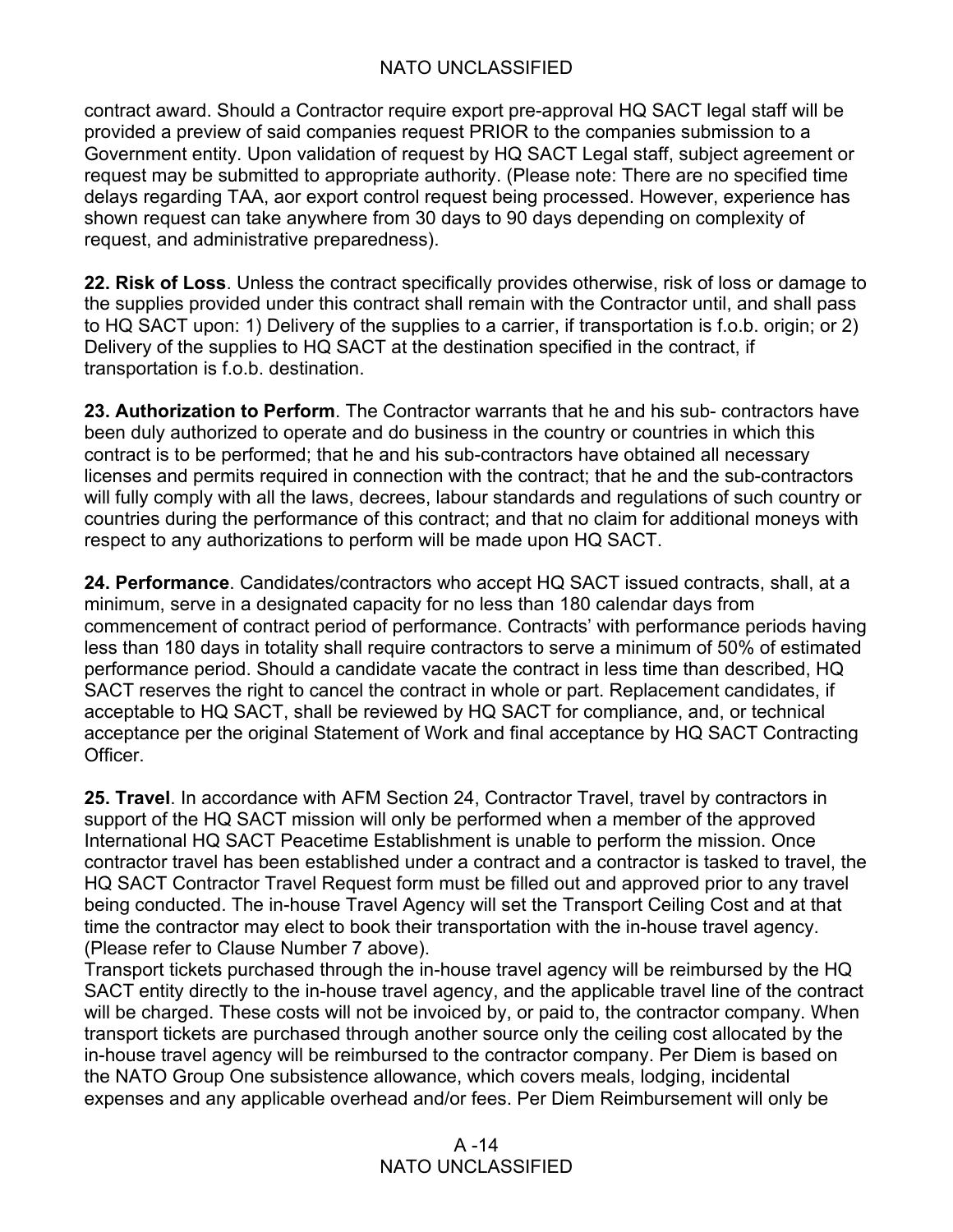contract award. Should a Contractor require export pre-approval HQ SACT legal staff will be provided a preview of said companies request PRIOR to the companies submission to a Government entity. Upon validation of request by HQ SACT Legal staff, subject agreement or request may be submitted to appropriate authority. (Please note: There are no specified time delays regarding TAA, aor export control request being processed. However, experience has shown request can take anywhere from 30 days to 90 days depending on complexity of request, and administrative preparedness).

**22. Risk of Loss**. Unless the contract specifically provides otherwise, risk of loss or damage to the supplies provided under this contract shall remain with the Contractor until, and shall pass to HQ SACT upon: 1) Delivery of the supplies to a carrier, if transportation is f.o.b. origin; or 2) Delivery of the supplies to HQ SACT at the destination specified in the contract, if transportation is f.o.b. destination.

**23. Authorization to Perform**. The Contractor warrants that he and his sub- contractors have been duly authorized to operate and do business in the country or countries in which this contract is to be performed; that he and his sub-contractors have obtained all necessary licenses and permits required in connection with the contract; that he and the sub-contractors will fully comply with all the laws, decrees, labour standards and regulations of such country or countries during the performance of this contract; and that no claim for additional moneys with respect to any authorizations to perform will be made upon HQ SACT.

**24. Performance**. Candidates/contractors who accept HQ SACT issued contracts, shall, at a minimum, serve in a designated capacity for no less than 180 calendar days from commencement of contract period of performance. Contracts' with performance periods having less than 180 days in totality shall require contractors to serve a minimum of 50% of estimated performance period. Should a candidate vacate the contract in less time than described, HQ SACT reserves the right to cancel the contract in whole or part. Replacement candidates, if acceptable to HQ SACT, shall be reviewed by HQ SACT for compliance, and, or technical acceptance per the original Statement of Work and final acceptance by HQ SACT Contracting Officer.

**25. Travel**. In accordance with AFM Section 24, Contractor Travel, travel by contractors in support of the HQ SACT mission will only be performed when a member of the approved International HQ SACT Peacetime Establishment is unable to perform the mission. Once contractor travel has been established under a contract and a contractor is tasked to travel, the HQ SACT Contractor Travel Request form must be filled out and approved prior to any travel being conducted. The in-house Travel Agency will set the Transport Ceiling Cost and at that time the contractor may elect to book their transportation with the in-house travel agency. (Please refer to Clause Number 7 above).

Transport tickets purchased through the in-house travel agency will be reimbursed by the HQ SACT entity directly to the in-house travel agency, and the applicable travel line of the contract will be charged. These costs will not be invoiced by, or paid to, the contractor company. When transport tickets are purchased through another source only the ceiling cost allocated by the in-house travel agency will be reimbursed to the contractor company. Per Diem is based on the NATO Group One subsistence allowance, which covers meals, lodging, incidental expenses and any applicable overhead and/or fees. Per Diem Reimbursement will only be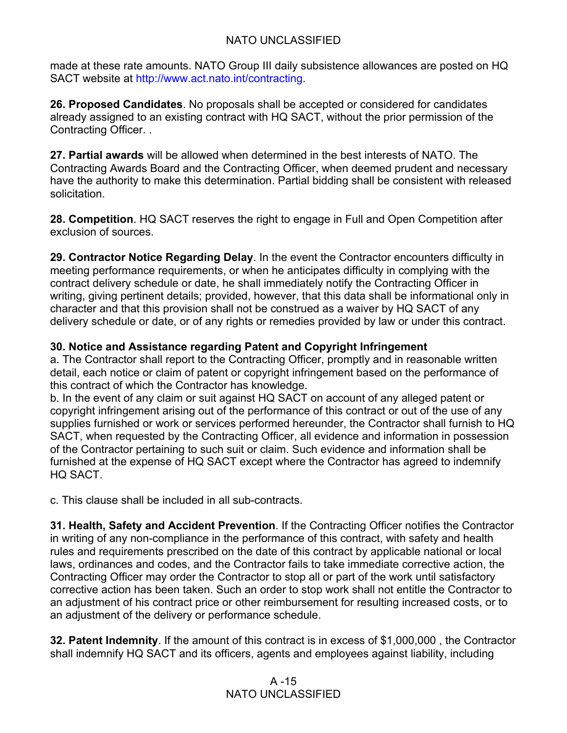made at these rate amounts. NATO Group III daily subsistence allowances are posted on HQ SACT website at http://www.act.nato.int/contracting.

**26. Proposed Candidates**. No proposals shall be accepted or considered for candidates already assigned to an existing contract with HQ SACT, without the prior permission of the Contracting Officer. .

**27. Partial awards** will be allowed when determined in the best interests of NATO. The Contracting Awards Board and the Contracting Officer, when deemed prudent and necessary have the authority to make this determination. Partial bidding shall be consistent with released solicitation.

**28. Competition**. HQ SACT reserves the right to engage in Full and Open Competition after exclusion of sources.

**29. Contractor Notice Regarding Delay**. In the event the Contractor encounters difficulty in meeting performance requirements, or when he anticipates difficulty in complying with the contract delivery schedule or date, he shall immediately notify the Contracting Officer in writing, giving pertinent details; provided, however, that this data shall be informational only in character and that this provision shall not be construed as a waiver by HQ SACT of any delivery schedule or date, or of any rights or remedies provided by law or under this contract.

**30. Notice and Assistance regarding Patent and Copyright Infringement**

a. The Contractor shall report to the Contracting Officer, promptly and in reasonable written detail, each notice or claim of patent or copyright infringement based on the performance of this contract of which the Contractor has knowledge.

b. In the event of any claim or suit against HQ SACT on account of any alleged patent or copyright infringement arising out of the performance of this contract or out of the use of any supplies furnished or work or services performed hereunder, the Contractor shall furnish to HQ SACT, when requested by the Contracting Officer, all evidence and information in possession of the Contractor pertaining to such suit or claim. Such evidence and information shall be furnished at the expense of HQ SACT except where the Contractor has agreed to indemnify HQ SACT.

c. This clause shall be included in all sub-contracts.

**31. Health, Safety and Accident Prevention**. If the Contracting Officer notifies the Contractor in writing of any non-compliance in the performance of this contract, with safety and health rules and requirements prescribed on the date of this contract by applicable national or local laws, ordinances and codes, and the Contractor fails to take immediate corrective action, the Contracting Officer may order the Contractor to stop all or part of the work until satisfactory corrective action has been taken. Such an order to stop work shall not entitle the Contractor to an adjustment of his contract price or other reimbursement for resulting increased costs, or to an adjustment of the delivery or performance schedule.

**32. Patent Indemnity**. If the amount of this contract is in excess of $1,000,000 , the Contractor shall indemnify HQ SACT and its officers, agents and employees against liability, including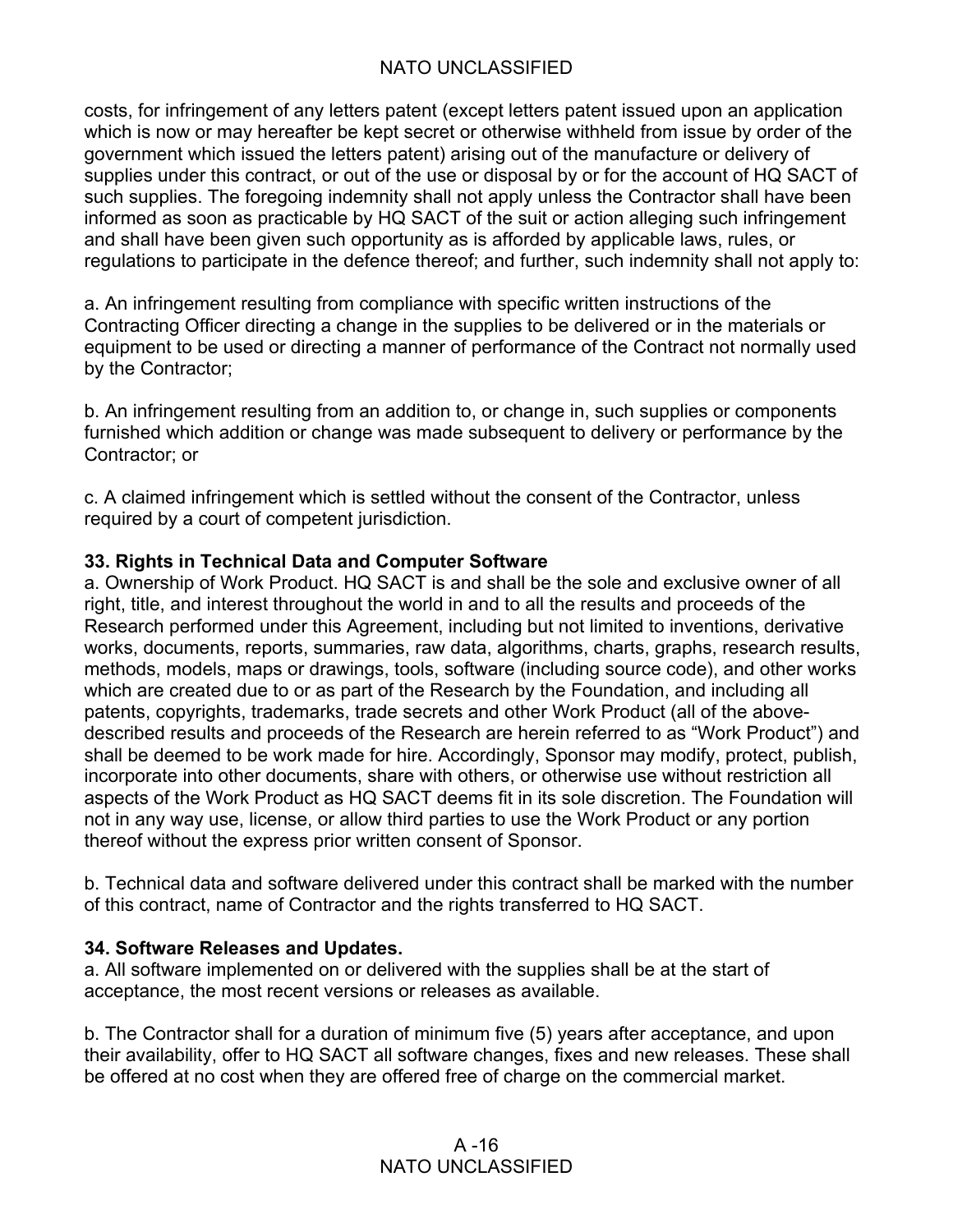costs, for infringement of any letters patent (except letters patent issued upon an application which is now or may hereafter be kept secret or otherwise withheld from issue by order of the government which issued the letters patent) arising out of the manufacture or delivery of supplies under this contract, or out of the use or disposal by or for the account of HQ SACT of such supplies. The foregoing indemnity shall not apply unless the Contractor shall have been informed as soon as practicable by HQ SACT of the suit or action alleging such infringement and shall have been given such opportunity as is afforded by applicable laws, rules, or regulations to participate in the defence thereof; and further, such indemnity shall not apply to:

a. An infringement resulting from compliance with specific written instructions of the Contracting Officer directing a change in the supplies to be delivered or in the materials or equipment to be used or directing a manner of performance of the Contract not normally used by the Contractor;

b. An infringement resulting from an addition to, or change in, such supplies or components furnished which addition or change was made subsequent to delivery or performance by the Contractor; or

c. A claimed infringement which is settled without the consent of the Contractor, unless required by a court of competent jurisdiction.

**33. Rights in Technical Data and Computer Software**

a. Ownership of Work Product. HQ SACT is and shall be the sole and exclusive owner of all right, title, and interest throughout the world in and to all the results and proceeds of the Research performed under this Agreement, including but not limited to inventions, derivative works, documents, reports, summaries, raw data, algorithms, charts, graphs, research results, methods, models, maps or drawings, tools, software (including source code), and other works which are created due to or as part of the Research by the Foundation, and including all patents, copyrights, trademarks, trade secrets and other Work Product (all of the above-described results and proceeds of the Research are herein referred to as "Work Product") and shall be deemed to be work made for hire. Accordingly, Sponsor may modify, protect, publish, incorporate into other documents, share with others, or otherwise use without restriction all aspects of the Work Product as HQ SACT deems fit in its sole discretion. The Foundation will not in any way use, license, or allow third parties to use the Work Product or any portion thereof without the express prior written consent of Sponsor.

b. Technical data and software delivered under this contract shall be marked with the number of this contract, name of Contractor and the rights transferred to HQ SACT.

**34. Software Releases and Updates.**

a. All software implemented on or delivered with the supplies shall be at the start of acceptance, the most recent versions or releases as available.

b. The Contractor shall for a duration of minimum five (5) years after acceptance, and upon their availability, offer to HQ SACT all software changes, fixes and new releases. These shall be offered at no cost when they are offered free of charge on the commercial market.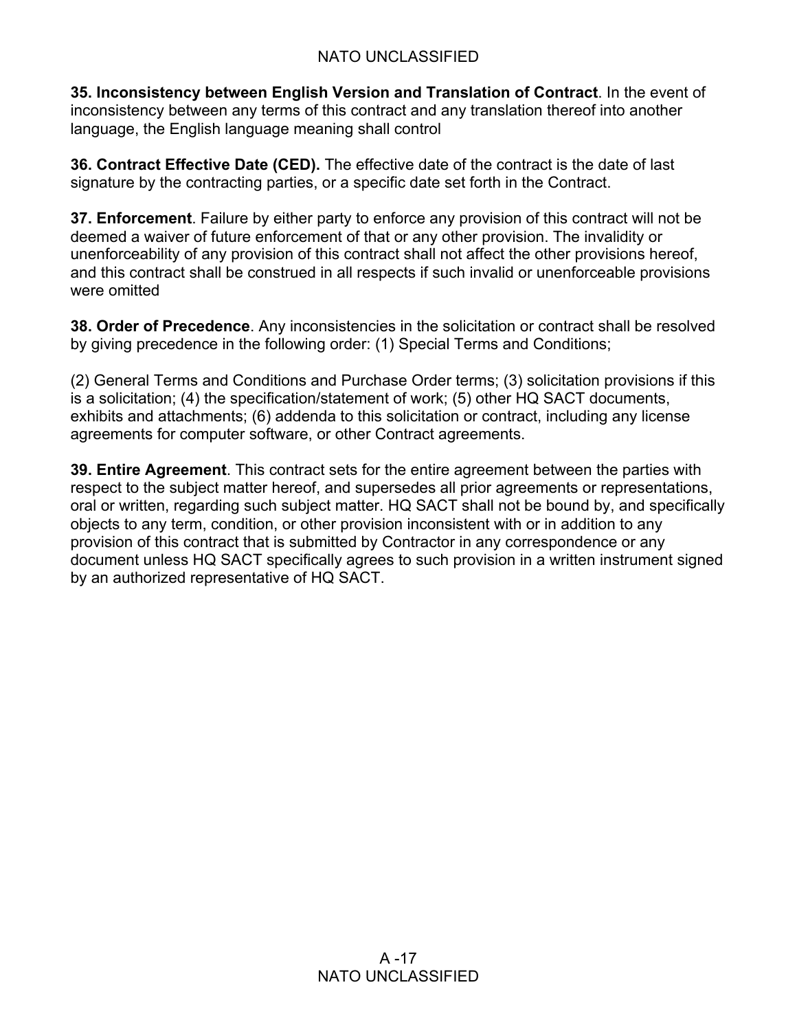**35. Inconsistency between English Version and Translation of Contract**. In the event of inconsistency between any terms of this contract and any translation thereof into another language, the English language meaning shall control

**36. Contract Effective Date (CED).** The effective date of the contract is the date of last signature by the contracting parties, or a specific date set forth in the Contract.

**37. Enforcement**. Failure by either party to enforce any provision of this contract will not be deemed a waiver of future enforcement of that or any other provision. The invalidity or unenforceability of any provision of this contract shall not affect the other provisions hereof, and this contract shall be construed in all respects if such invalid or unenforceable provisions were omitted

**38. Order of Precedence**. Any inconsistencies in the solicitation or contract shall be resolved by giving precedence in the following order: (1) Special Terms and Conditions;

(2) General Terms and Conditions and Purchase Order terms; (3) solicitation provisions if this is a solicitation; (4) the specification/statement of work; (5) other HQ SACT documents, exhibits and attachments; (6) addenda to this solicitation or contract, including any license agreements for computer software, or other Contract agreements.

**39. Entire Agreement**. This contract sets for the entire agreement between the parties with respect to the subject matter hereof, and supersedes all prior agreements or representations, oral or written, regarding such subject matter. HQ SACT shall not be bound by, and specifically objects to any term, condition, or other provision inconsistent with or in addition to any provision of this contract that is submitted by Contractor in any correspondence or any document unless HQ SACT specifically agrees to such provision in a written instrument signed by an authorized representative of HQ SACT.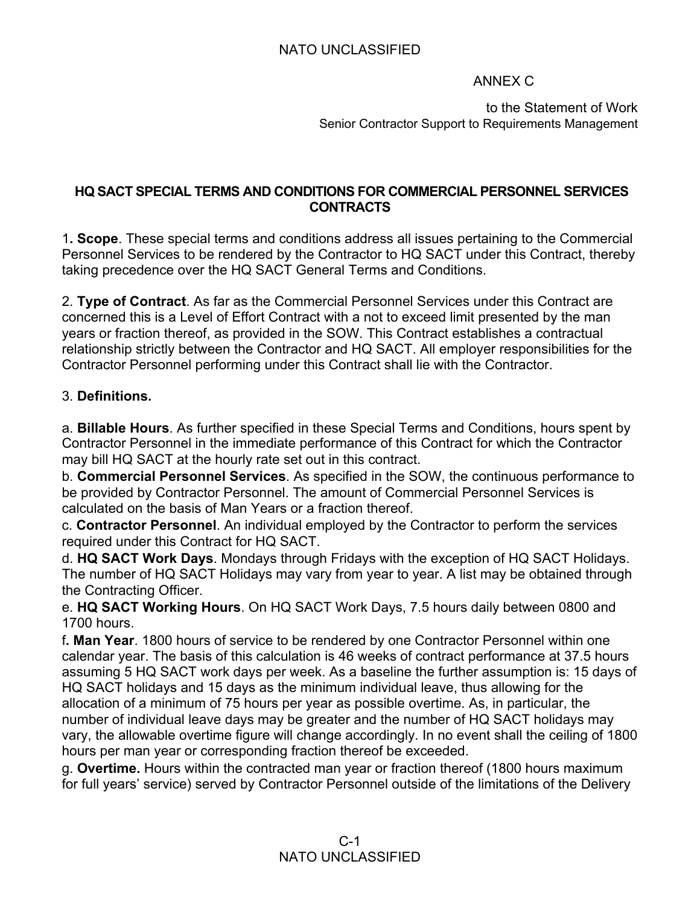ANNEX C

to the Statement of Work
Senior Contractor Support to Requirements Management

**HQ SACT SPECIAL TERMS AND CONDITIONS FOR COMMERCIAL PERSONNEL SERVICES CONTRACTS**

1**. Scope**. These special terms and conditions address all issues pertaining to the Commercial Personnel Services to be rendered by the Contractor to HQ SACT under this Contract, thereby taking precedence over the HQ SACT General Terms and Conditions.

2. **Type of Contract**. As far as the Commercial Personnel Services under this Contract are concerned this is a Level of Effort Contract with a not to exceed limit presented by the man years or fraction thereof, as provided in the SOW. This Contract establishes a contractual relationship strictly between the Contractor and HQ SACT. All employer responsibilities for the Contractor Personnel performing under this Contract shall lie with the Contractor.

3. **Definitions.**

a. **Billable Hours**. As further specified in these Special Terms and Conditions, hours spent by Contractor Personnel in the immediate performance of this Contract for which the Contractor may bill HQ SACT at the hourly rate set out in this contract.
b. **Commercial Personnel Services**. As specified in the SOW, the continuous performance to be provided by Contractor Personnel. The amount of Commercial Personnel Services is calculated on the basis of Man Years or a fraction thereof.
c. **Contractor Personnel**. An individual employed by the Contractor to perform the services required under this Contract for HQ SACT.
d. **HQ SACT Work Days**. Mondays through Fridays with the exception of HQ SACT Holidays. The number of HQ SACT Holidays may vary from year to year. A list may be obtained through the Contracting Officer.
e. **HQ SACT Working Hours**. On HQ SACT Work Days, 7.5 hours daily between 0800 and 1700 hours.
f**. Man Year**. 1800 hours of service to be rendered by one Contractor Personnel within one calendar year. The basis of this calculation is 46 weeks of contract performance at 37.5 hours assuming 5 HQ SACT work days per week. As a baseline the further assumption is: 15 days of HQ SACT holidays and 15 days as the minimum individual leave, thus allowing for the allocation of a minimum of 75 hours per year as possible overtime. As, in particular, the number of individual leave days may be greater and the number of HQ SACT holidays may vary, the allowable overtime figure will change accordingly. In no event shall the ceiling of 1800 hours per man year or corresponding fraction thereof be exceeded.
g. **Overtime.** Hours within the contracted man year or fraction thereof (1800 hours maximum for full years' service) served by Contractor Personnel outside of the limitations of the Delivery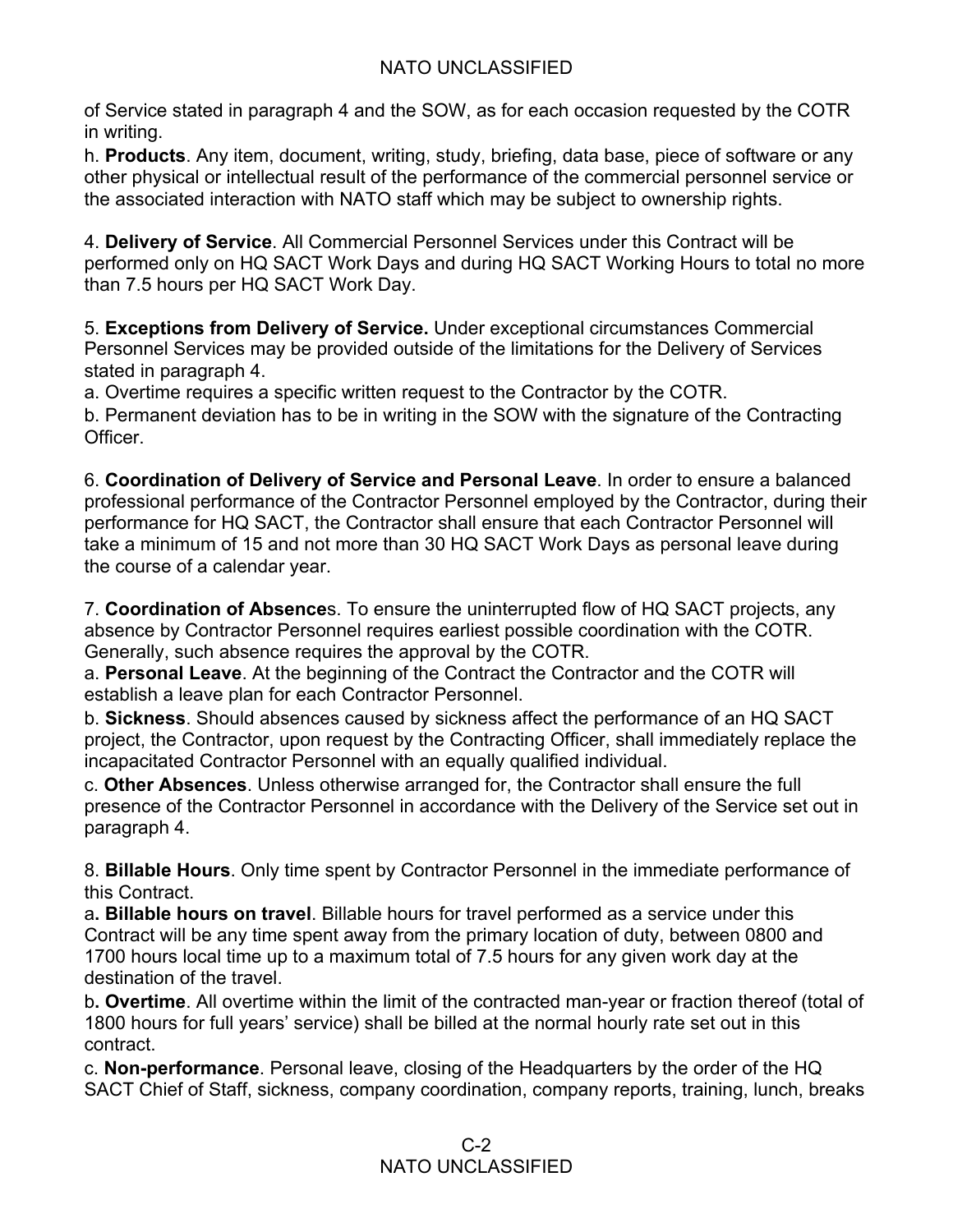of Service stated in paragraph 4 and the SOW, as for each occasion requested by the COTR in writing.

h. **Products**. Any item, document, writing, study, briefing, data base, piece of software or any other physical or intellectual result of the performance of the commercial personnel service or the associated interaction with NATO staff which may be subject to ownership rights.

4. **Delivery of Service**. All Commercial Personnel Services under this Contract will be performed only on HQ SACT Work Days and during HQ SACT Working Hours to total no more than 7.5 hours per HQ SACT Work Day.

5. **Exceptions from Delivery of Service.** Under exceptional circumstances Commercial Personnel Services may be provided outside of the limitations for the Delivery of Services stated in paragraph 4.

a. Overtime requires a specific written request to the Contractor by the COTR.

b. Permanent deviation has to be in writing in the SOW with the signature of the Contracting Officer.

6. **Coordination of Delivery of Service and Personal Leave**. In order to ensure a balanced professional performance of the Contractor Personnel employed by the Contractor, during their performance for HQ SACT, the Contractor shall ensure that each Contractor Personnel will take a minimum of 15 and not more than 30 HQ SACT Work Days as personal leave during the course of a calendar year.

7. **Coordination of Absence**s. To ensure the uninterrupted flow of HQ SACT projects, any absence by Contractor Personnel requires earliest possible coordination with the COTR. Generally, such absence requires the approval by the COTR.

a. **Personal Leave**. At the beginning of the Contract the Contractor and the COTR will establish a leave plan for each Contractor Personnel.

b. **Sickness**. Should absences caused by sickness affect the performance of an HQ SACT project, the Contractor, upon request by the Contracting Officer, shall immediately replace the incapacitated Contractor Personnel with an equally qualified individual.

c. **Other Absences**. Unless otherwise arranged for, the Contractor shall ensure the full presence of the Contractor Personnel in accordance with the Delivery of the Service set out in paragraph 4.

8. **Billable Hours**. Only time spent by Contractor Personnel in the immediate performance of this Contract.

a**. Billable hours on travel**. Billable hours for travel performed as a service under this Contract will be any time spent away from the primary location of duty, between 0800 and 1700 hours local time up to a maximum total of 7.5 hours for any given work day at the destination of the travel.

b**. Overtime**. All overtime within the limit of the contracted man-year or fraction thereof (total of 1800 hours for full years' service) shall be billed at the normal hourly rate set out in this contract.

c. **Non-performance**. Personal leave, closing of the Headquarters by the order of the HQ SACT Chief of Staff, sickness, company coordination, company reports, training, lunch, breaks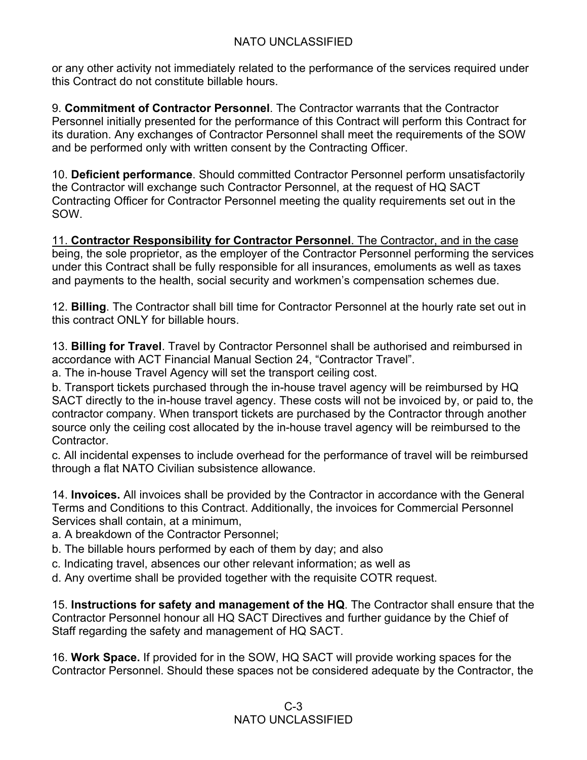or any other activity not immediately related to the performance of the services required under this Contract do not constitute billable hours.

9. **Commitment of Contractor Personnel**. The Contractor warrants that the Contractor Personnel initially presented for the performance of this Contract will perform this Contract for its duration. Any exchanges of Contractor Personnel shall meet the requirements of the SOW and be performed only with written consent by the Contracting Officer.

10. **Deficient performance**. Should committed Contractor Personnel perform unsatisfactorily the Contractor will exchange such Contractor Personnel, at the request of HQ SACT Contracting Officer for Contractor Personnel meeting the quality requirements set out in the SOW.

<u>11. **Contractor Responsibility for Contractor Personnel**. The Contractor, and in the case</u> being, the sole proprietor, as the employer of the Contractor Personnel performing the services under this Contract shall be fully responsible for all insurances, emoluments as well as taxes and payments to the health, social security and workmen's compensation schemes due.

12. **Billing**. The Contractor shall bill time for Contractor Personnel at the hourly rate set out in this contract ONLY for billable hours.

13. **Billing for Travel**. Travel by Contractor Personnel shall be authorised and reimbursed in accordance with ACT Financial Manual Section 24, "Contractor Travel".
a. The in-house Travel Agency will set the transport ceiling cost.
b. Transport tickets purchased through the in-house travel agency will be reimbursed by HQ SACT directly to the in-house travel agency. These costs will not be invoiced by, or paid to, the contractor company. When transport tickets are purchased by the Contractor through another source only the ceiling cost allocated by the in-house travel agency will be reimbursed to the Contractor.
c. All incidental expenses to include overhead for the performance of travel will be reimbursed through a flat NATO Civilian subsistence allowance.

14. **Invoices.** All invoices shall be provided by the Contractor in accordance with the General Terms and Conditions to this Contract. Additionally, the invoices for Commercial Personnel Services shall contain, at a minimum,
a. A breakdown of the Contractor Personnel;
b. The billable hours performed by each of them by day; and also
c. Indicating travel, absences our other relevant information; as well as
d. Any overtime shall be provided together with the requisite COTR request.

15. **Instructions for safety and management of the HQ**. The Contractor shall ensure that the Contractor Personnel honour all HQ SACT Directives and further guidance by the Chief of Staff regarding the safety and management of HQ SACT.

16. **Work Space.** If provided for in the SOW, HQ SACT will provide working spaces for the Contractor Personnel. Should these spaces not be considered adequate by the Contractor, the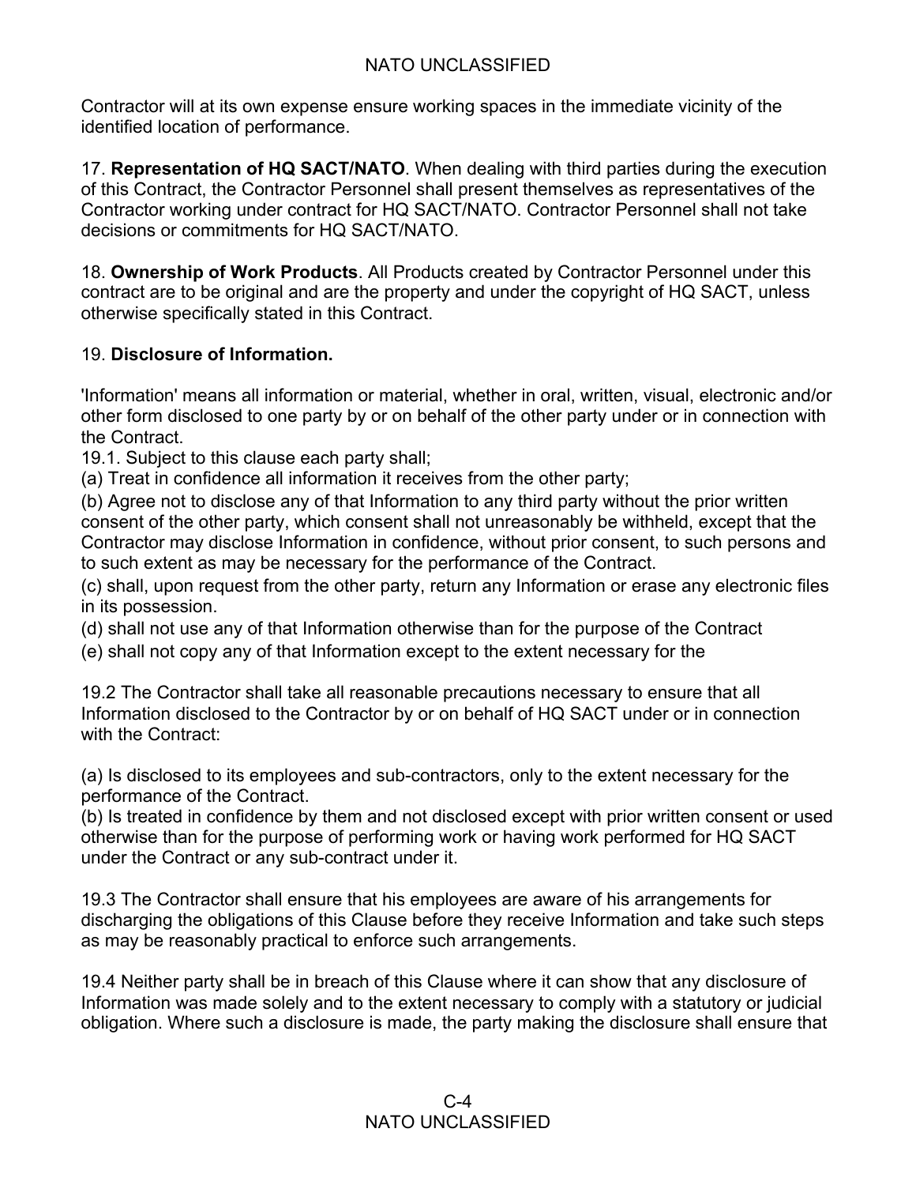Contractor will at its own expense ensure working spaces in the immediate vicinity of the identified location of performance.

17. **Representation of HQ SACT/NATO**. When dealing with third parties during the execution of this Contract, the Contractor Personnel shall present themselves as representatives of the Contractor working under contract for HQ SACT/NATO. Contractor Personnel shall not take decisions or commitments for HQ SACT/NATO.

18. **Ownership of Work Products**. All Products created by Contractor Personnel under this contract are to be original and are the property and under the copyright of HQ SACT, unless otherwise specifically stated in this Contract.

19. **Disclosure of Information.**

'Information' means all information or material, whether in oral, written, visual, electronic and/or other form disclosed to one party by or on behalf of the other party under or in connection with the Contract.

19.1. Subject to this clause each party shall;

(a) Treat in confidence all information it receives from the other party;

(b) Agree not to disclose any of that Information to any third party without the prior written consent of the other party, which consent shall not unreasonably be withheld, except that the Contractor may disclose Information in confidence, without prior consent, to such persons and to such extent as may be necessary for the performance of the Contract.

(c) shall, upon request from the other party, return any Information or erase any electronic files in its possession.

(d) shall not use any of that Information otherwise than for the purpose of the Contract

(e) shall not copy any of that Information except to the extent necessary for the

19.2 The Contractor shall take all reasonable precautions necessary to ensure that all Information disclosed to the Contractor by or on behalf of HQ SACT under or in connection with the Contract:

(a) Is disclosed to its employees and sub-contractors, only to the extent necessary for the performance of the Contract.

(b) Is treated in confidence by them and not disclosed except with prior written consent or used otherwise than for the purpose of performing work or having work performed for HQ SACT under the Contract or any sub-contract under it.

19.3 The Contractor shall ensure that his employees are aware of his arrangements for discharging the obligations of this Clause before they receive Information and take such steps as may be reasonably practical to enforce such arrangements.

19.4 Neither party shall be in breach of this Clause where it can show that any disclosure of Information was made solely and to the extent necessary to comply with a statutory or judicial obligation. Where such a disclosure is made, the party making the disclosure shall ensure that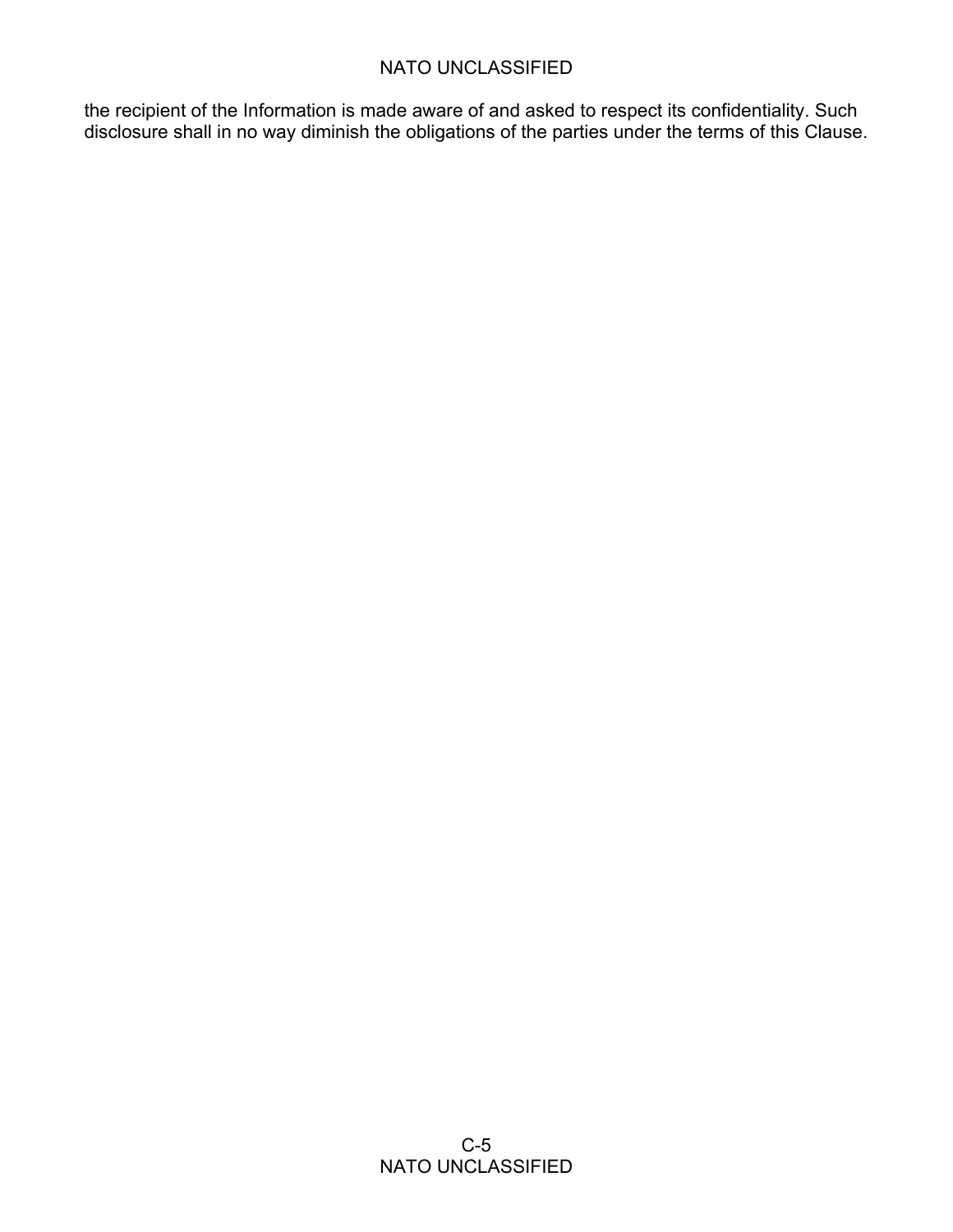the recipient of the Information is made aware of and asked to respect its confidentiality. Such disclosure shall in no way diminish the obligations of the parties under the terms of this Clause.